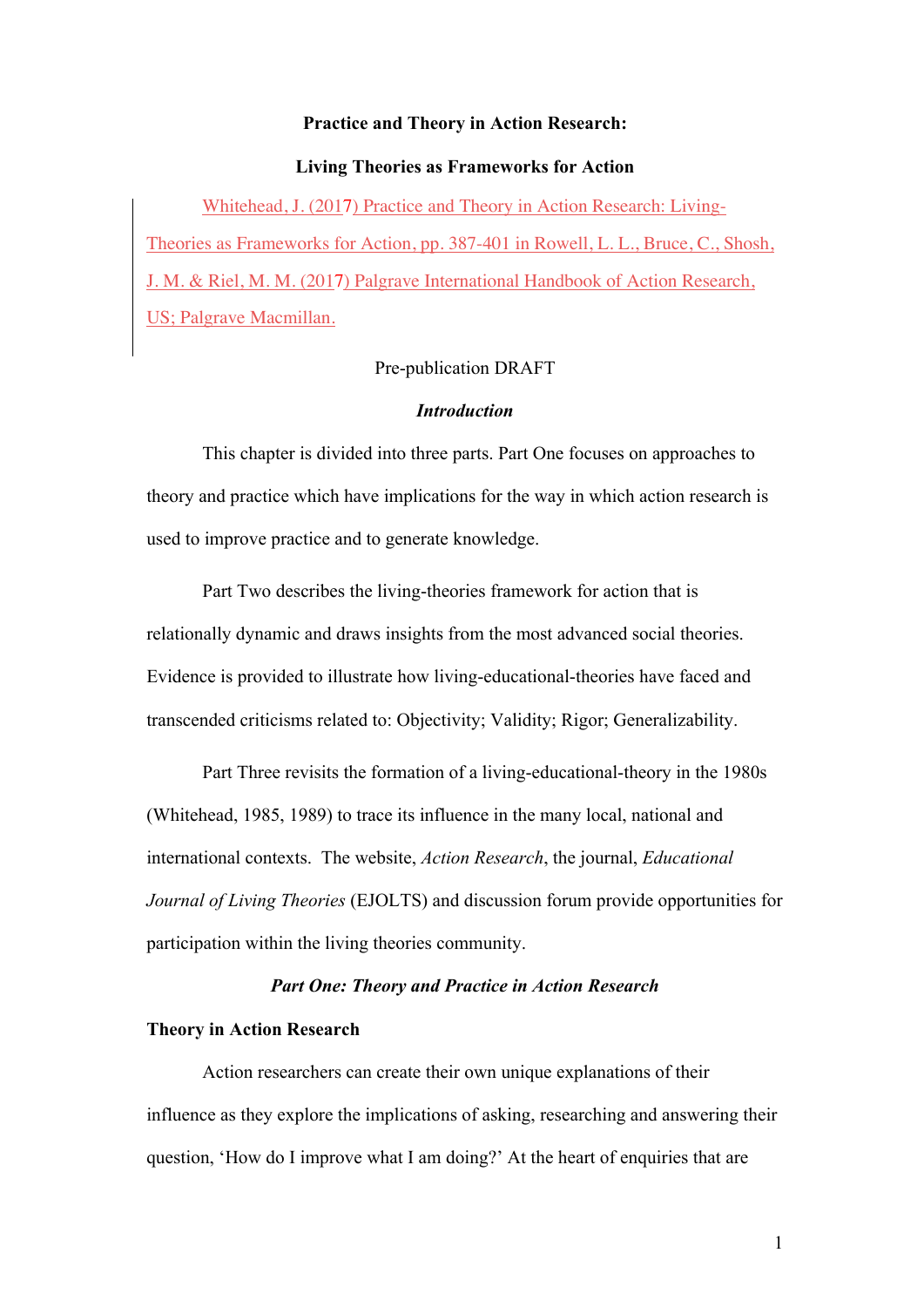**Practice and Theory in Action Research:**

**Living Theories as Frameworks for Action**

Whitehead, J. (2017) Practice and Theory in Action Research: Living-Theories as Frameworks for Action, pp. 387-401 in Rowell, L. L., Bruce, C., Shosh, J. M. & Riel, M. M. (2017) Palgrave International Handbook of Action Research, US; Palgrave Macmillan.

Pre-publication DRAFT

***Introduction***

This chapter is divided into three parts. Part One focuses on approaches to theory and practice which have implications for the way in which action research is used to improve practice and to generate knowledge.

Part Two describes the living-theories framework for action that is relationally dynamic and draws insights from the most advanced social theories. Evidence is provided to illustrate how living-educational-theories have faced and transcended criticisms related to: Objectivity; Validity; Rigor; Generalizability.

Part Three revisits the formation of a living-educational-theory in the 1980s (Whitehead, 1985, 1989) to trace its influence in the many local, national and international contexts. The website, *Action Research*, the journal, *Educational Journal of Living Theories* (EJOLTS) and discussion forum provide opportunities for participation within the living theories community.

***Part One: Theory and Practice in Action Research***

**Theory in Action Research**

Action researchers can create their own unique explanations of their influence as they explore the implications of asking, researching and answering their question, 'How do I improve what I am doing?' At the heart of enquiries that are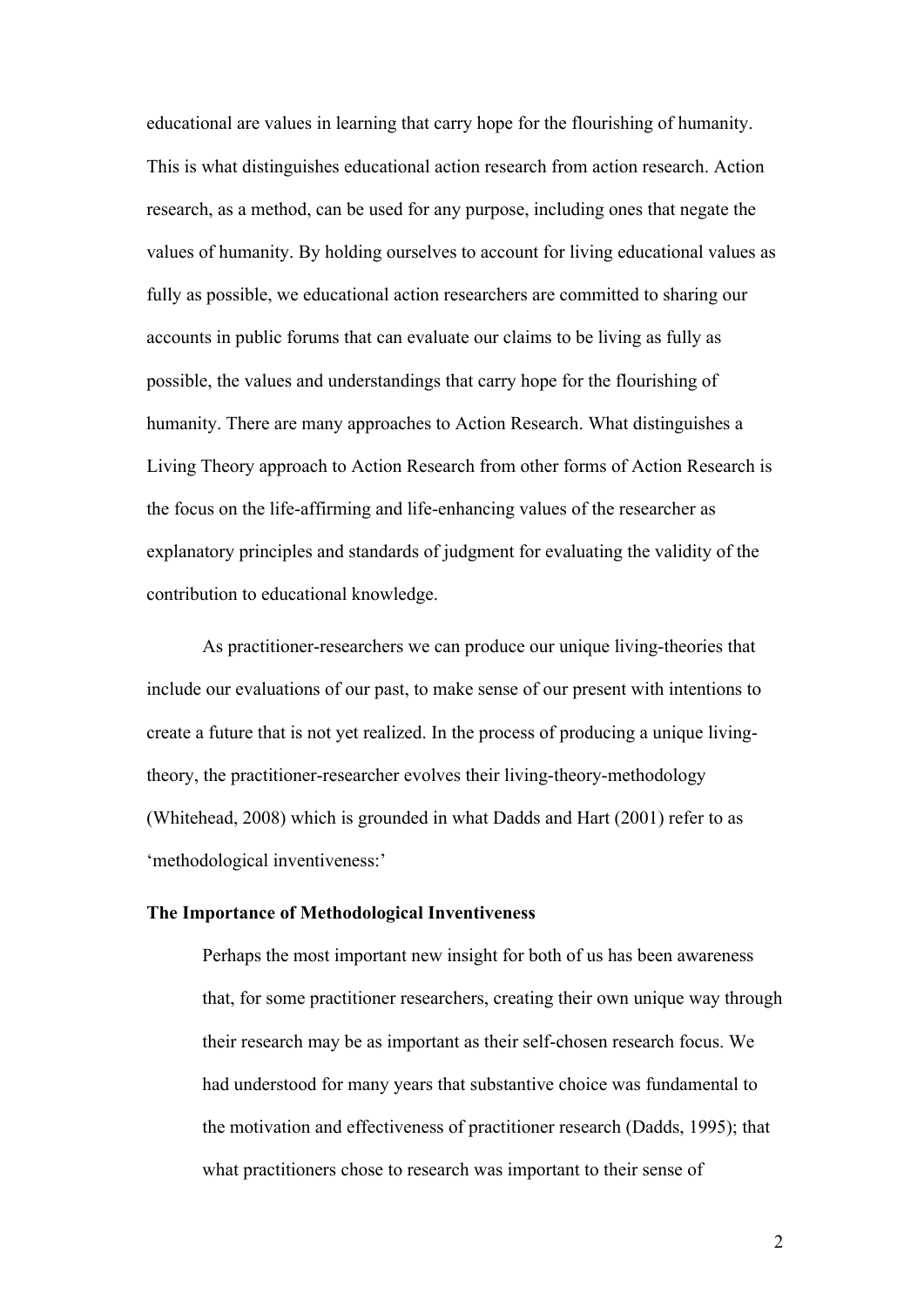educational are values in learning that carry hope for the flourishing of humanity. This is what distinguishes educational action research from action research. Action research, as a method, can be used for any purpose, including ones that negate the values of humanity. By holding ourselves to account for living educational values as fully as possible, we educational action researchers are committed to sharing our accounts in public forums that can evaluate our claims to be living as fully as possible, the values and understandings that carry hope for the flourishing of humanity. There are many approaches to Action Research. What distinguishes a Living Theory approach to Action Research from other forms of Action Research is the focus on the life-affirming and life-enhancing values of the researcher as explanatory principles and standards of judgment for evaluating the validity of the contribution to educational knowledge.

As practitioner-researchers we can produce our unique living-theories that include our evaluations of our past, to make sense of our present with intentions to create a future that is not yet realized. In the process of producing a unique living-theory, the practitioner-researcher evolves their living-theory-methodology (Whitehead, 2008) which is grounded in what Dadds and Hart (2001) refer to as 'methodological inventiveness:'

**The Importance of Methodological Inventiveness**

> Perhaps the most important new insight for both of us has been awareness that, for some practitioner researchers, creating their own unique way through their research may be as important as their self-chosen research focus. We had understood for many years that substantive choice was fundamental to the motivation and effectiveness of practitioner research (Dadds, 1995); that what practitioners chose to research was important to their sense of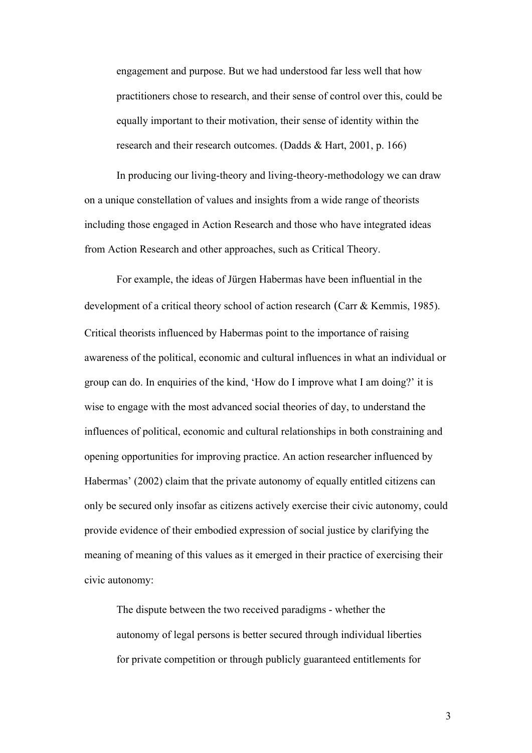> engagement and purpose. But we had understood far less well that how practitioners chose to research, and their sense of control over this, could be equally important to their motivation, their sense of identity within the research and their research outcomes. (Dadds & Hart, 2001, p. 166)

In producing our living-theory and living-theory-methodology we can draw on a unique constellation of values and insights from a wide range of theorists including those engaged in Action Research and those who have integrated ideas from Action Research and other approaches, such as Critical Theory.

For example, the ideas of Jürgen Habermas have been influential in the development of a critical theory school of action research (Carr & Kemmis, 1985). Critical theorists influenced by Habermas point to the importance of raising awareness of the political, economic and cultural influences in what an individual or group can do. In enquiries of the kind, 'How do I improve what I am doing?' it is wise to engage with the most advanced social theories of day, to understand the influences of political, economic and cultural relationships in both constraining and opening opportunities for improving practice. An action researcher influenced by Habermas' (2002) claim that the private autonomy of equally entitled citizens can only be secured only insofar as citizens actively exercise their civic autonomy, could provide evidence of their embodied expression of social justice by clarifying the meaning of meaning of this values as it emerged in their practice of exercising their civic autonomy:

> The dispute between the two received paradigms - whether the autonomy of legal persons is better secured through individual liberties for private competition or through publicly guaranteed entitlements for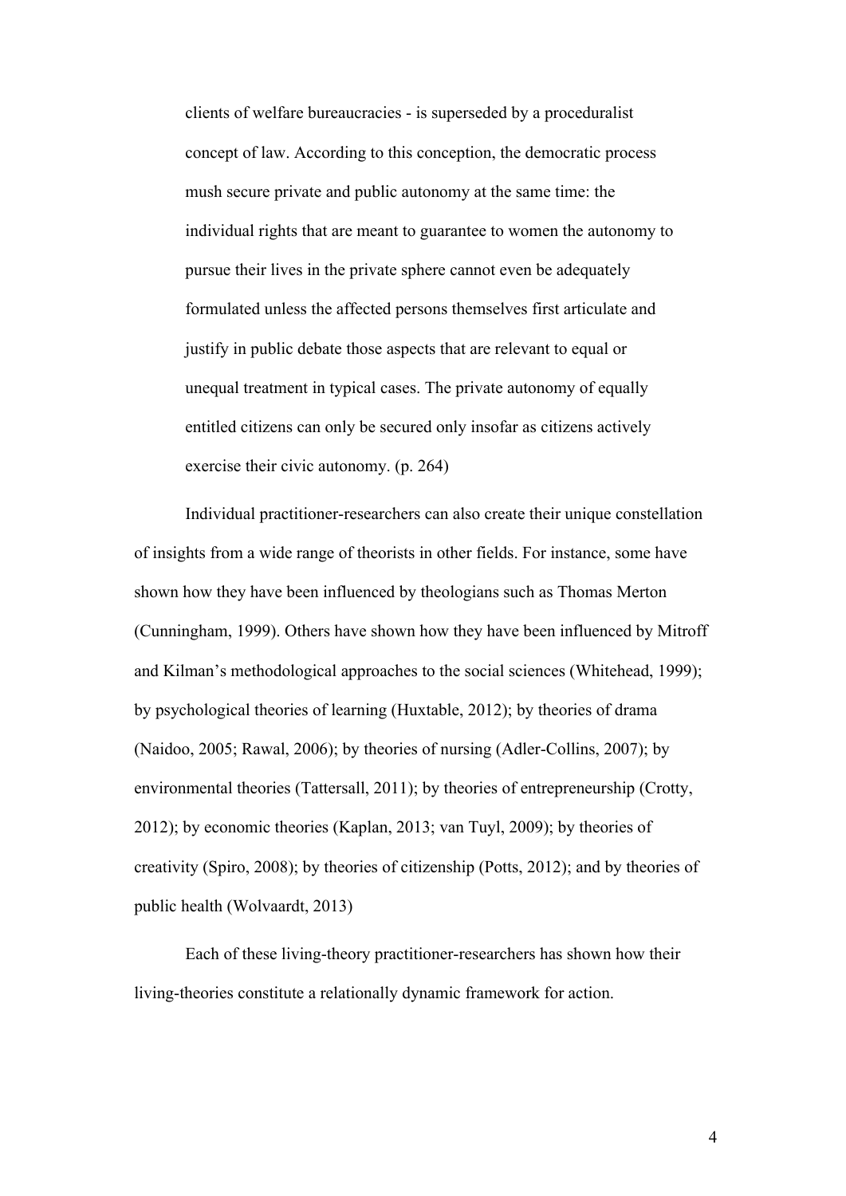> clients of welfare bureaucracies - is superseded by a proceduralist concept of law. According to this conception, the democratic process mush secure private and public autonomy at the same time: the individual rights that are meant to guarantee to women the autonomy to pursue their lives in the private sphere cannot even be adequately formulated unless the affected persons themselves first articulate and justify in public debate those aspects that are relevant to equal or unequal treatment in typical cases. The private autonomy of equally entitled citizens can only be secured only insofar as citizens actively exercise their civic autonomy. (p. 264)

Individual practitioner-researchers can also create their unique constellation of insights from a wide range of theorists in other fields. For instance, some have shown how they have been influenced by theologians such as Thomas Merton (Cunningham, 1999). Others have shown how they have been influenced by Mitroff and Kilman's methodological approaches to the social sciences (Whitehead, 1999); by psychological theories of learning (Huxtable, 2012); by theories of drama (Naidoo, 2005; Rawal, 2006); by theories of nursing (Adler-Collins, 2007); by environmental theories (Tattersall, 2011); by theories of entrepreneurship (Crotty, 2012); by economic theories (Kaplan, 2013; van Tuyl, 2009); by theories of creativity (Spiro, 2008); by theories of citizenship (Potts, 2012); and by theories of public health (Wolvaardt, 2013)

Each of these living-theory practitioner-researchers has shown how their living-theories constitute a relationally dynamic framework for action.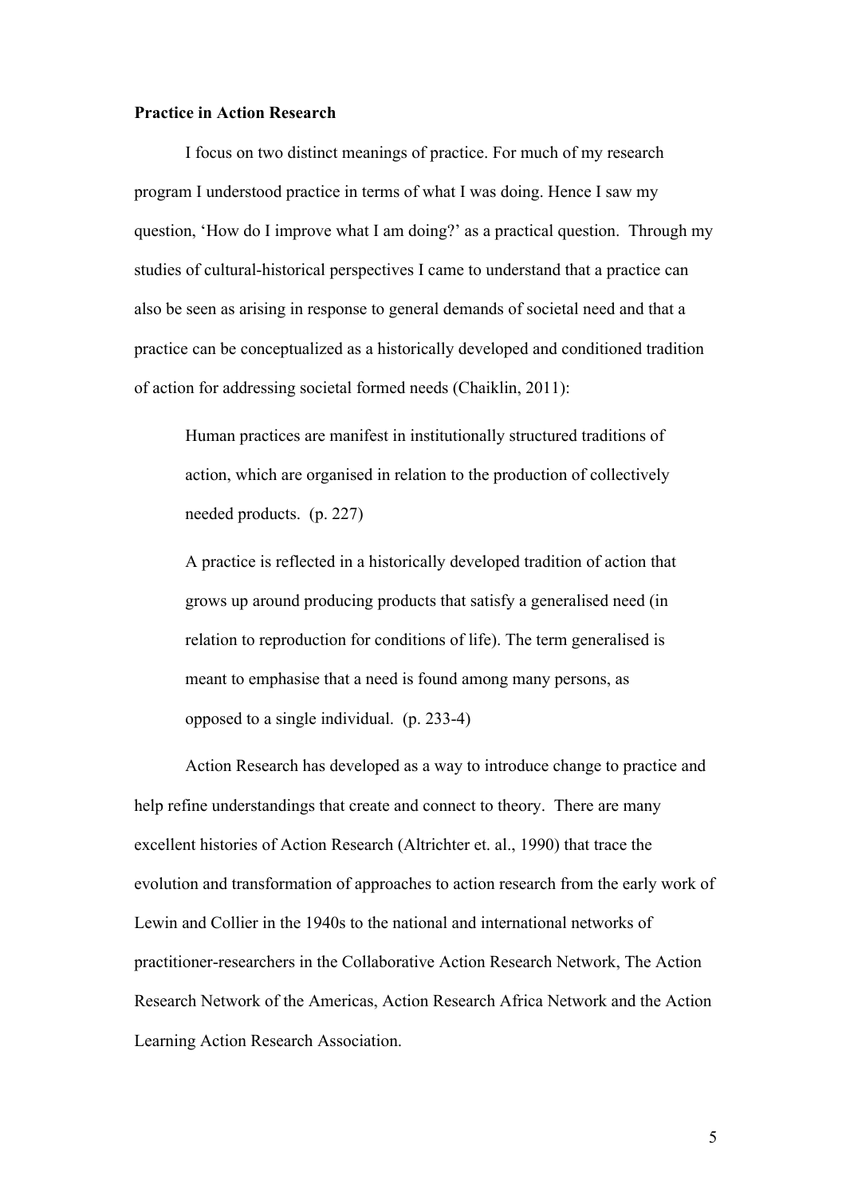**Practice in Action Research**

I focus on two distinct meanings of practice. For much of my research program I understood practice in terms of what I was doing. Hence I saw my question, 'How do I improve what I am doing?' as a practical question. Through my studies of cultural-historical perspectives I came to understand that a practice can also be seen as arising in response to general demands of societal need and that a practice can be conceptualized as a historically developed and conditioned tradition of action for addressing societal formed needs (Chaiklin, 2011):

> Human practices are manifest in institutionally structured traditions of action, which are organised in relation to the production of collectively needed products. (p. 227)
>
> A practice is reflected in a historically developed tradition of action that grows up around producing products that satisfy a generalised need (in relation to reproduction for conditions of life). The term generalised is meant to emphasise that a need is found among many persons, as opposed to a single individual. (p. 233-4)

Action Research has developed as a way to introduce change to practice and help refine understandings that create and connect to theory. There are many excellent histories of Action Research (Altrichter et. al., 1990) that trace the evolution and transformation of approaches to action research from the early work of Lewin and Collier in the 1940s to the national and international networks of practitioner-researchers in the Collaborative Action Research Network, The Action Research Network of the Americas, Action Research Africa Network and the Action Learning Action Research Association.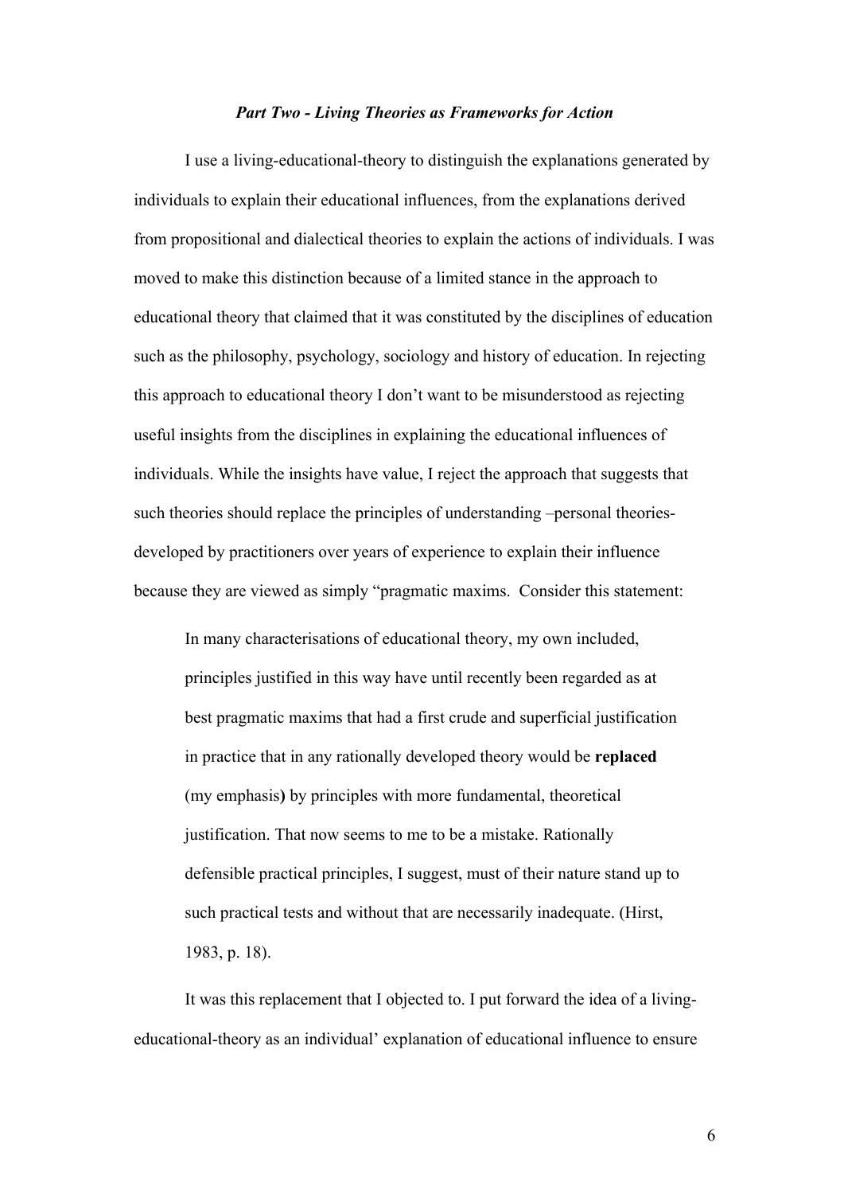### *Part Two - Living Theories as Frameworks for Action*

I use a living-educational-theory to distinguish the explanations generated by individuals to explain their educational influences, from the explanations derived from propositional and dialectical theories to explain the actions of individuals. I was moved to make this distinction because of a limited stance in the approach to educational theory that claimed that it was constituted by the disciplines of education such as the philosophy, psychology, sociology and history of education. In rejecting this approach to educational theory I don't want to be misunderstood as rejecting useful insights from the disciplines in explaining the educational influences of individuals. While the insights have value, I reject the approach that suggests that such theories should replace the principles of understanding –personal theories- developed by practitioners over years of experience to explain their influence because they are viewed as simply "pragmatic maxims. Consider this statement:

> In many characterisations of educational theory, my own included, principles justified in this way have until recently been regarded as at best pragmatic maxims that had a first crude and superficial justification in practice that in any rationally developed theory would be **replaced** (my emphasis**)** by principles with more fundamental, theoretical justification. That now seems to me to be a mistake. Rationally defensible practical principles, I suggest, must of their nature stand up to such practical tests and without that are necessarily inadequate. (Hirst, 1983, p. 18).

It was this replacement that I objected to. I put forward the idea of a living-educational-theory as an individual' explanation of educational influence to ensure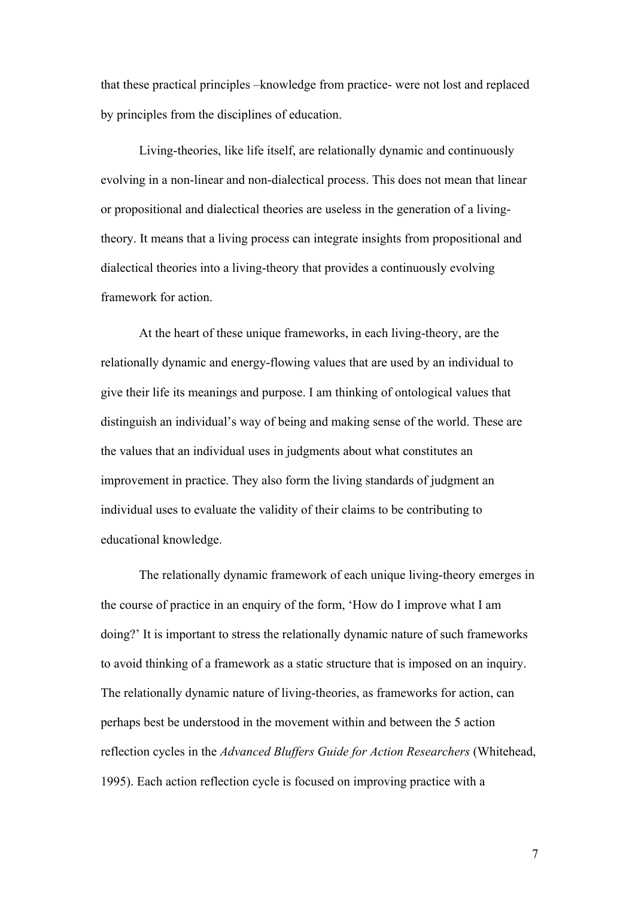that these practical principles –knowledge from practice- were not lost and replaced by principles from the disciplines of education.

Living-theories, like life itself, are relationally dynamic and continuously evolving in a non-linear and non-dialectical process. This does not mean that linear or propositional and dialectical theories are useless in the generation of a living-theory. It means that a living process can integrate insights from propositional and dialectical theories into a living-theory that provides a continuously evolving framework for action.

At the heart of these unique frameworks, in each living-theory, are the relationally dynamic and energy-flowing values that are used by an individual to give their life its meanings and purpose. I am thinking of ontological values that distinguish an individual's way of being and making sense of the world. These are the values that an individual uses in judgments about what constitutes an improvement in practice. They also form the living standards of judgment an individual uses to evaluate the validity of their claims to be contributing to educational knowledge.

The relationally dynamic framework of each unique living-theory emerges in the course of practice in an enquiry of the form, 'How do I improve what I am doing?' It is important to stress the relationally dynamic nature of such frameworks to avoid thinking of a framework as a static structure that is imposed on an inquiry. The relationally dynamic nature of living-theories, as frameworks for action, can perhaps best be understood in the movement within and between the 5 action reflection cycles in the *Advanced Bluffers Guide for Action Researchers* (Whitehead, 1995). Each action reflection cycle is focused on improving practice with a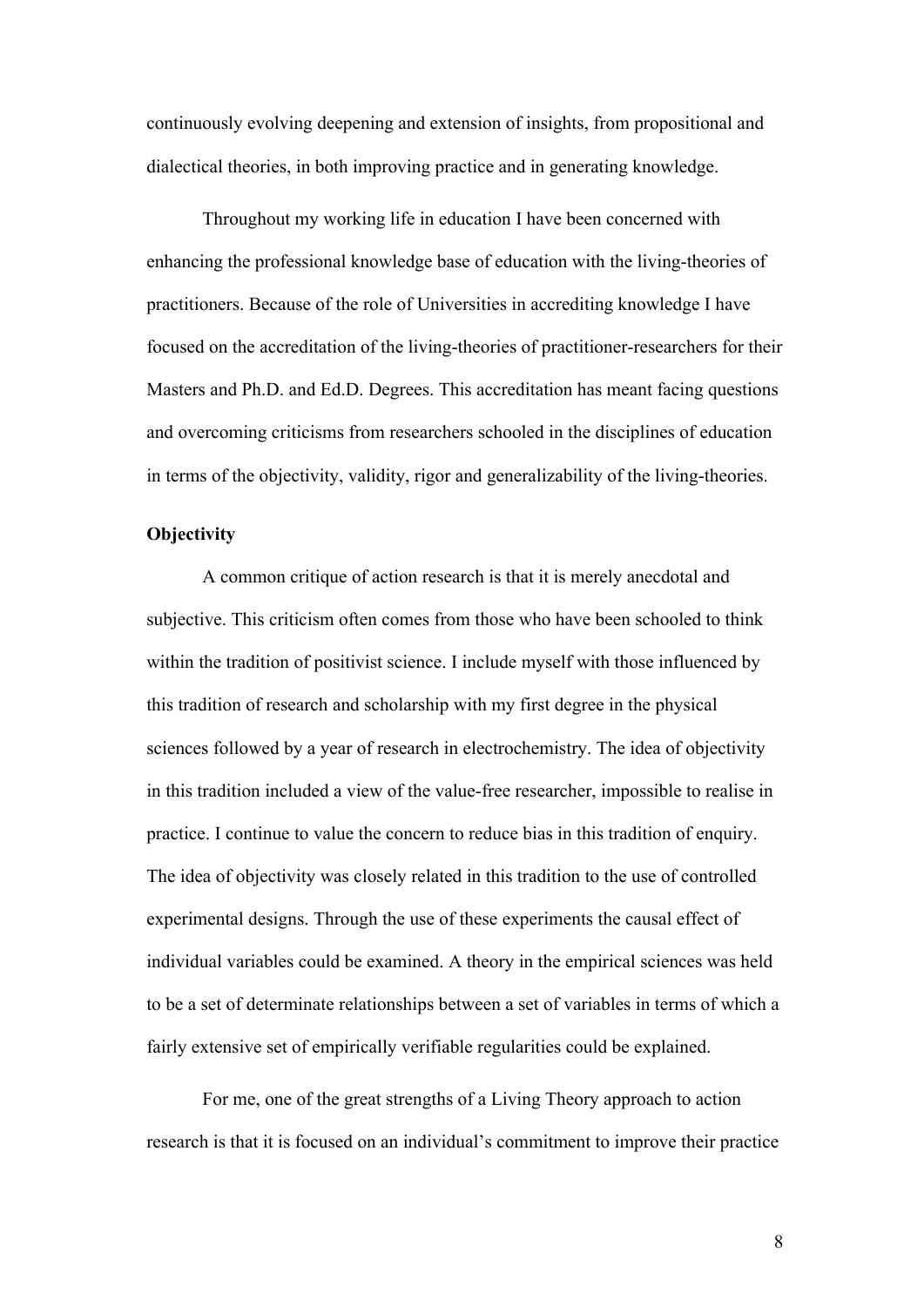continuously evolving deepening and extension of insights, from propositional and dialectical theories, in both improving practice and in generating knowledge.

Throughout my working life in education I have been concerned with enhancing the professional knowledge base of education with the living-theories of practitioners. Because of the role of Universities in accrediting knowledge I have focused on the accreditation of the living-theories of practitioner-researchers for their Masters and Ph.D. and Ed.D. Degrees. This accreditation has meant facing questions and overcoming criticisms from researchers schooled in the disciplines of education in terms of the objectivity, validity, rigor and generalizability of the living-theories.

**Objectivity**

A common critique of action research is that it is merely anecdotal and subjective. This criticism often comes from those who have been schooled to think within the tradition of positivist science. I include myself with those influenced by this tradition of research and scholarship with my first degree in the physical sciences followed by a year of research in electrochemistry. The idea of objectivity in this tradition included a view of the value-free researcher, impossible to realise in practice. I continue to value the concern to reduce bias in this tradition of enquiry. The idea of objectivity was closely related in this tradition to the use of controlled experimental designs. Through the use of these experiments the causal effect of individual variables could be examined. A theory in the empirical sciences was held to be a set of determinate relationships between a set of variables in terms of which a fairly extensive set of empirically verifiable regularities could be explained.

For me, one of the great strengths of a Living Theory approach to action research is that it is focused on an individual's commitment to improve their practice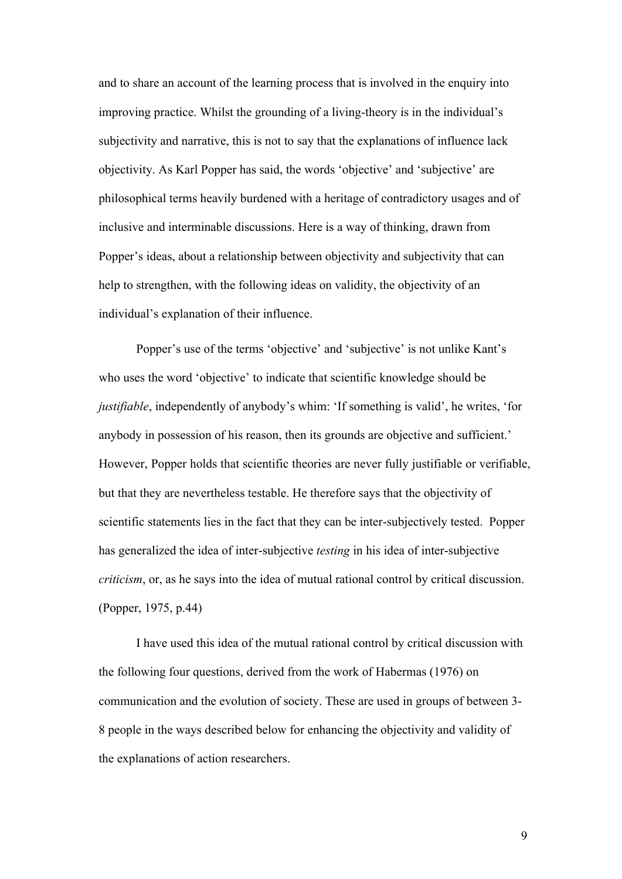and to share an account of the learning process that is involved in the enquiry into improving practice. Whilst the grounding of a living-theory is in the individual's subjectivity and narrative, this is not to say that the explanations of influence lack objectivity. As Karl Popper has said, the words 'objective' and 'subjective' are philosophical terms heavily burdened with a heritage of contradictory usages and of inclusive and interminable discussions. Here is a way of thinking, drawn from Popper's ideas, about a relationship between objectivity and subjectivity that can help to strengthen, with the following ideas on validity, the objectivity of an individual's explanation of their influence.

Popper's use of the terms 'objective' and 'subjective' is not unlike Kant's who uses the word 'objective' to indicate that scientific knowledge should be *justifiable*, independently of anybody's whim: 'If something is valid', he writes, 'for anybody in possession of his reason, then its grounds are objective and sufficient.' However, Popper holds that scientific theories are never fully justifiable or verifiable, but that they are nevertheless testable. He therefore says that the objectivity of scientific statements lies in the fact that they can be inter-subjectively tested. Popper has generalized the idea of inter-subjective *testing* in his idea of inter-subjective *criticism*, or, as he says into the idea of mutual rational control by critical discussion. (Popper, 1975, p.44)

I have used this idea of the mutual rational control by critical discussion with the following four questions, derived from the work of Habermas (1976) on communication and the evolution of society. These are used in groups of between 3-8 people in the ways described below for enhancing the objectivity and validity of the explanations of action researchers.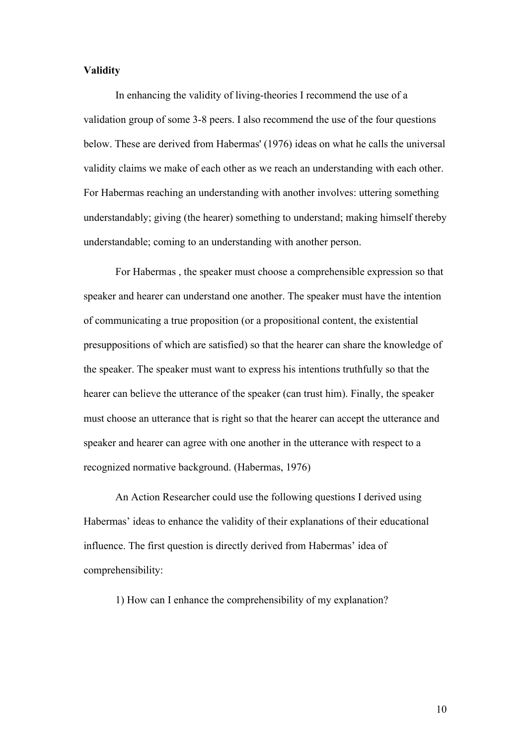**Validity**

In enhancing the validity of living-theories I recommend the use of a validation group of some 3-8 peers. I also recommend the use of the four questions below. These are derived from Habermas' (1976) ideas on what he calls the universal validity claims we make of each other as we reach an understanding with each other. For Habermas reaching an understanding with another involves: uttering something understandably; giving (the hearer) something to understand; making himself thereby understandable; coming to an understanding with another person.

For Habermas , the speaker must choose a comprehensible expression so that speaker and hearer can understand one another. The speaker must have the intention of communicating a true proposition (or a propositional content, the existential presuppositions of which are satisfied) so that the hearer can share the knowledge of the speaker. The speaker must want to express his intentions truthfully so that the hearer can believe the utterance of the speaker (can trust him). Finally, the speaker must choose an utterance that is right so that the hearer can accept the utterance and speaker and hearer can agree with one another in the utterance with respect to a recognized normative background. (Habermas, 1976)

An Action Researcher could use the following questions I derived using Habermas' ideas to enhance the validity of their explanations of their educational influence. The first question is directly derived from Habermas' idea of comprehensibility:

1) How can I enhance the comprehensibility of my explanation?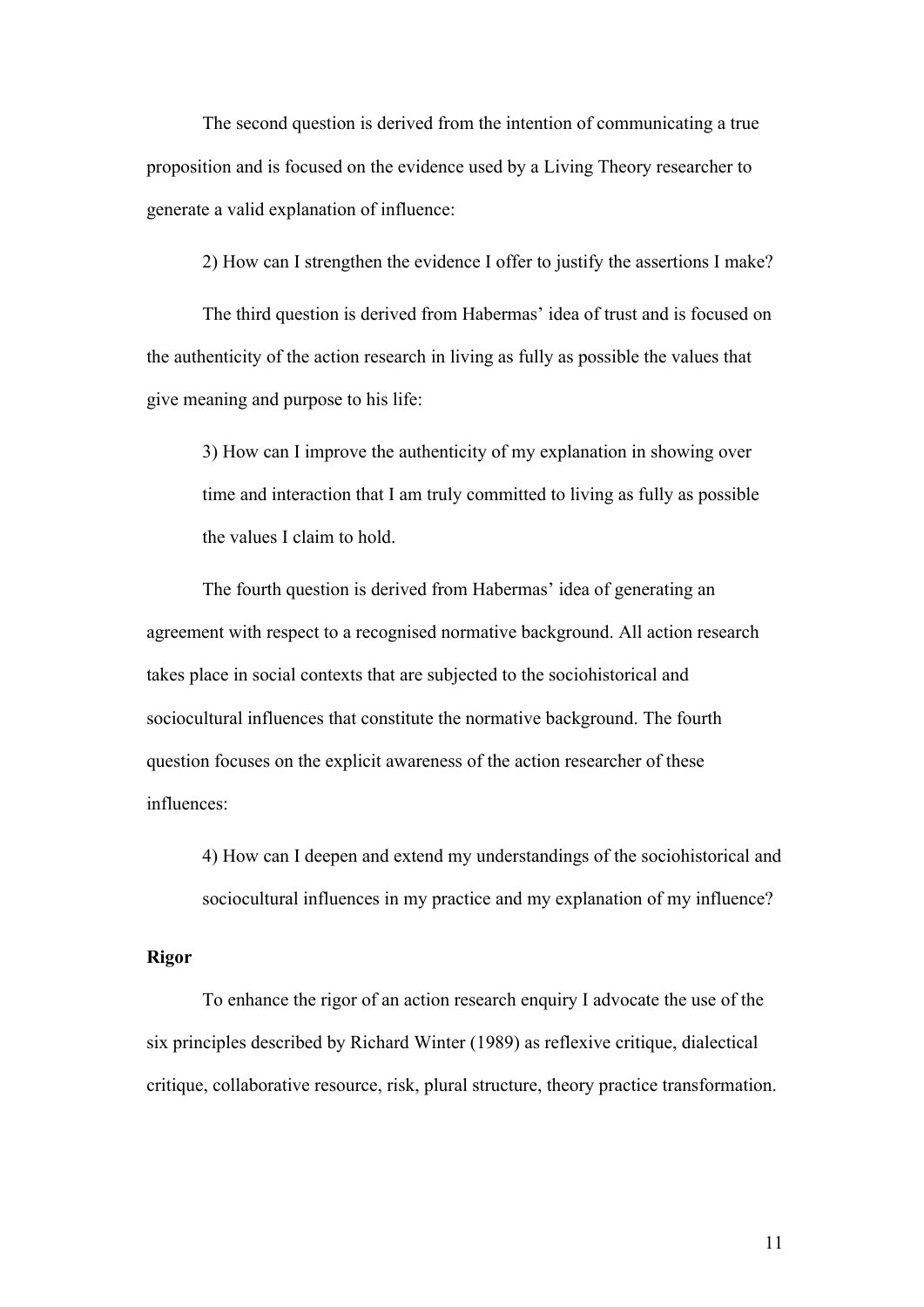The second question is derived from the intention of communicating a true proposition and is focused on the evidence used by a Living Theory researcher to generate a valid explanation of influence:

> 2) How can I strengthen the evidence I offer to justify the assertions I make?

The third question is derived from Habermas' idea of trust and is focused on the authenticity of the action research in living as fully as possible the values that give meaning and purpose to his life:

> 3) How can I improve the authenticity of my explanation in showing over time and interaction that I am truly committed to living as fully as possible the values I claim to hold.

The fourth question is derived from Habermas' idea of generating an agreement with respect to a recognised normative background. All action research takes place in social contexts that are subjected to the sociohistorical and sociocultural influences that constitute the normative background. The fourth question focuses on the explicit awareness of the action researcher of these influences:

> 4) How can I deepen and extend my understandings of the sociohistorical and sociocultural influences in my practice and my explanation of my influence?

**Rigor**

To enhance the rigor of an action research enquiry I advocate the use of the six principles described by Richard Winter (1989) as reflexive critique, dialectical critique, collaborative resource, risk, plural structure, theory practice transformation.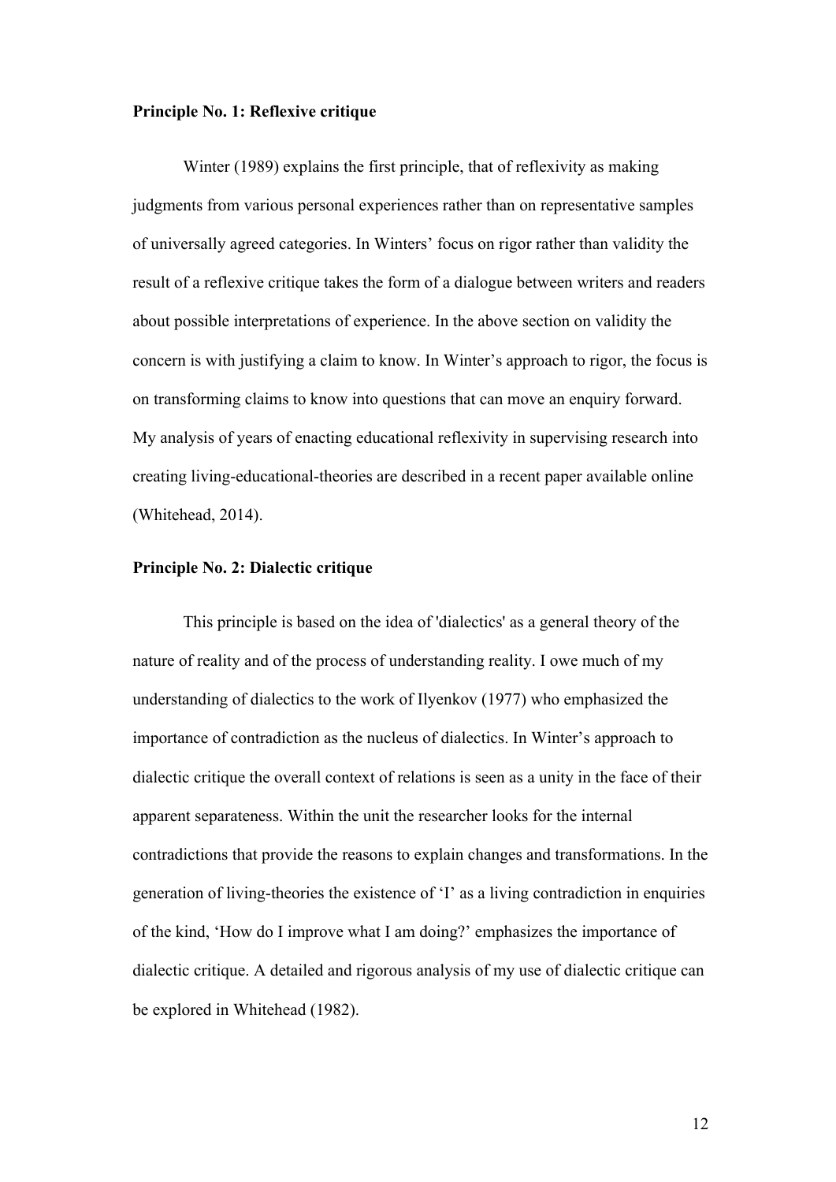**Principle No. 1: Reflexive critique**

Winter (1989) explains the first principle, that of reflexivity as making judgments from various personal experiences rather than on representative samples of universally agreed categories. In Winters' focus on rigor rather than validity the result of a reflexive critique takes the form of a dialogue between writers and readers about possible interpretations of experience. In the above section on validity the concern is with justifying a claim to know. In Winter's approach to rigor, the focus is on transforming claims to know into questions that can move an enquiry forward. My analysis of years of enacting educational reflexivity in supervising research into creating living-educational-theories are described in a recent paper available online (Whitehead, 2014).

**Principle No. 2: Dialectic critique**

This principle is based on the idea of 'dialectics' as a general theory of the nature of reality and of the process of understanding reality. I owe much of my understanding of dialectics to the work of Ilyenkov (1977) who emphasized the importance of contradiction as the nucleus of dialectics. In Winter's approach to dialectic critique the overall context of relations is seen as a unity in the face of their apparent separateness. Within the unit the researcher looks for the internal contradictions that provide the reasons to explain changes and transformations. In the generation of living-theories the existence of 'I' as a living contradiction in enquiries of the kind, 'How do I improve what I am doing?' emphasizes the importance of dialectic critique. A detailed and rigorous analysis of my use of dialectic critique can be explored in Whitehead (1982).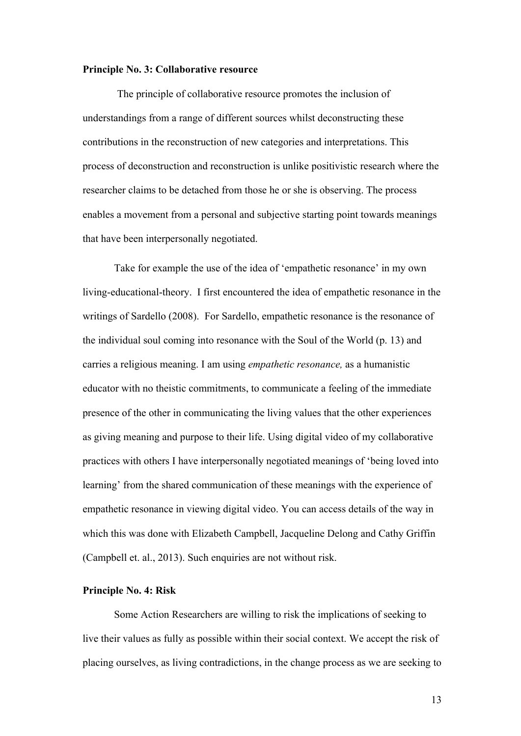**Principle No. 3: Collaborative resource**

The principle of collaborative resource promotes the inclusion of understandings from a range of different sources whilst deconstructing these contributions in the reconstruction of new categories and interpretations. This process of deconstruction and reconstruction is unlike positivistic research where the researcher claims to be detached from those he or she is observing. The process enables a movement from a personal and subjective starting point towards meanings that have been interpersonally negotiated.

Take for example the use of the idea of 'empathetic resonance' in my own living-educational-theory. I first encountered the idea of empathetic resonance in the writings of Sardello (2008). For Sardello, empathetic resonance is the resonance of the individual soul coming into resonance with the Soul of the World (p. 13) and carries a religious meaning. I am using *empathetic resonance,* as a humanistic educator with no theistic commitments, to communicate a feeling of the immediate presence of the other in communicating the living values that the other experiences as giving meaning and purpose to their life. Using digital video of my collaborative practices with others I have interpersonally negotiated meanings of 'being loved into learning' from the shared communication of these meanings with the experience of empathetic resonance in viewing digital video. You can access details of the way in which this was done with Elizabeth Campbell, Jacqueline Delong and Cathy Griffin (Campbell et. al., 2013). Such enquiries are not without risk.

**Principle No. 4: Risk**

Some Action Researchers are willing to risk the implications of seeking to live their values as fully as possible within their social context. We accept the risk of placing ourselves, as living contradictions, in the change process as we are seeking to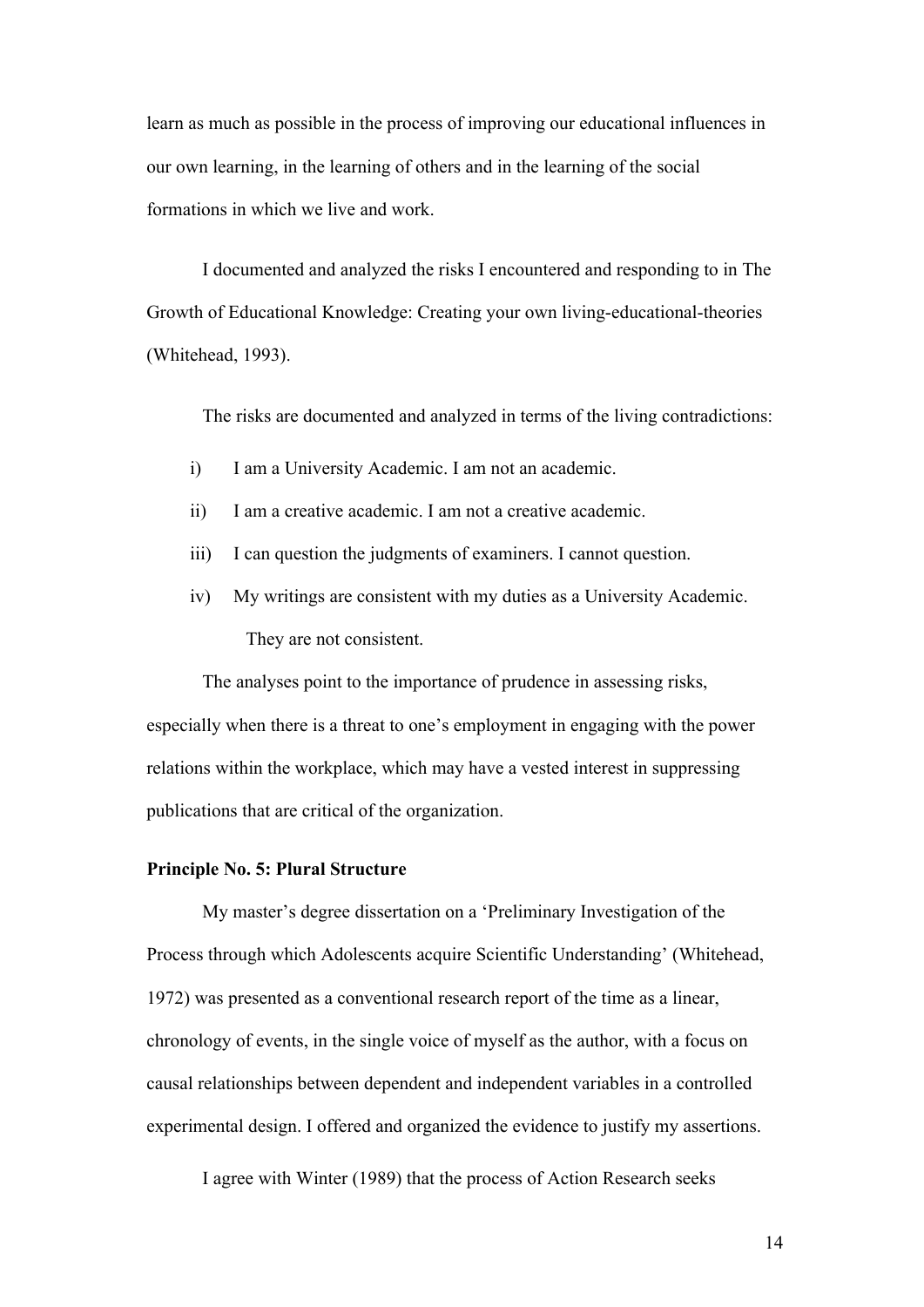learn as much as possible in the process of improving our educational influences in our own learning, in the learning of others and in the learning of the social formations in which we live and work.

I documented and analyzed the risks I encountered and responding to in The Growth of Educational Knowledge: Creating your own living-educational-theories (Whitehead, 1993).

The risks are documented and analyzed in terms of the living contradictions:

i) I am a University Academic. I am not an academic.

ii) I am a creative academic. I am not a creative academic.

iii) I can question the judgments of examiners. I cannot question.

iv) My writings are consistent with my duties as a University Academic. They are not consistent.

The analyses point to the importance of prudence in assessing risks, especially when there is a threat to one's employment in engaging with the power relations within the workplace, which may have a vested interest in suppressing publications that are critical of the organization.

**Principle No. 5: Plural Structure**

My master's degree dissertation on a 'Preliminary Investigation of the Process through which Adolescents acquire Scientific Understanding' (Whitehead, 1972) was presented as a conventional research report of the time as a linear, chronology of events, in the single voice of myself as the author, with a focus on causal relationships between dependent and independent variables in a controlled experimental design. I offered and organized the evidence to justify my assertions.

I agree with Winter (1989) that the process of Action Research seeks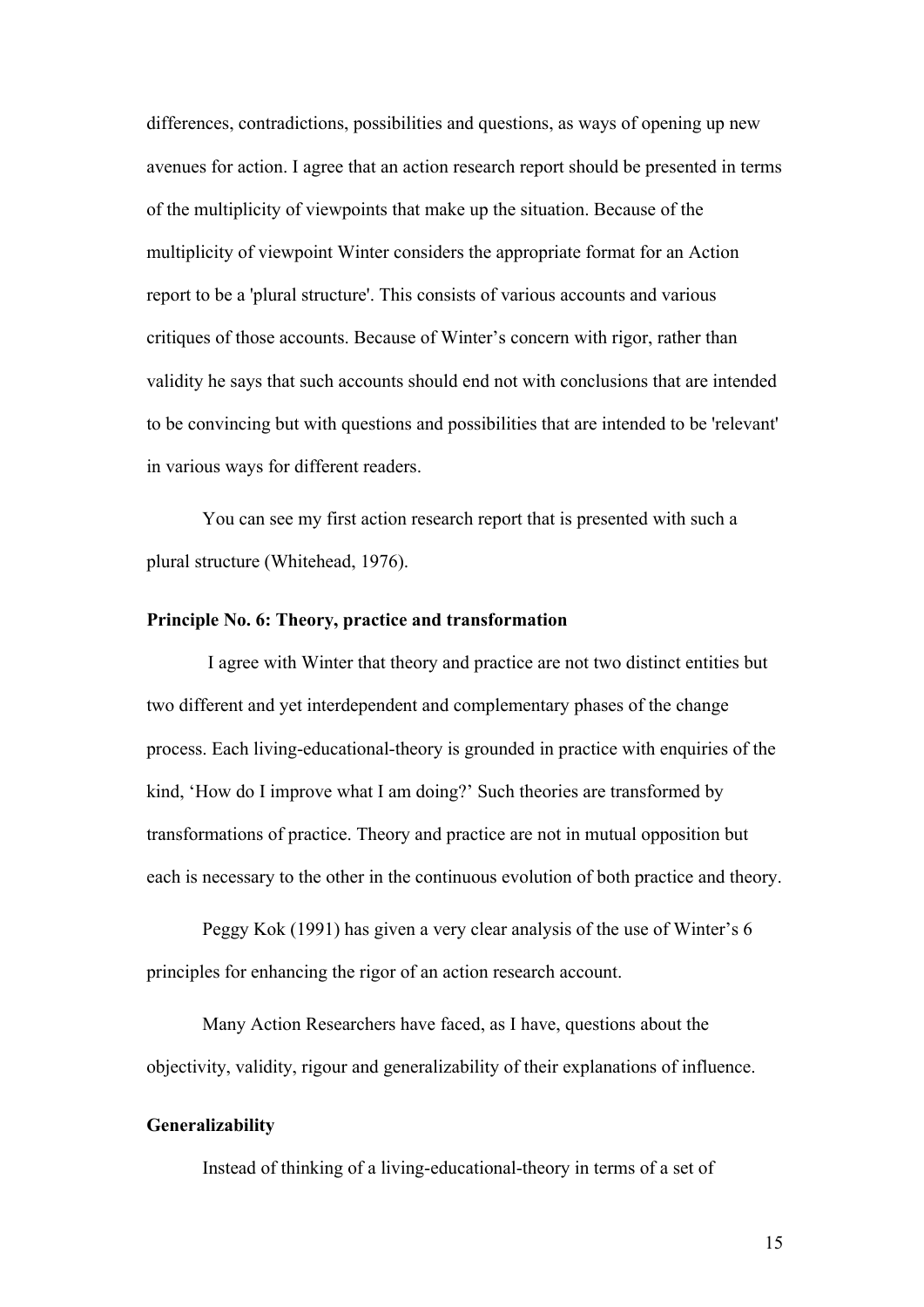differences, contradictions, possibilities and questions, as ways of opening up new avenues for action. I agree that an action research report should be presented in terms of the multiplicity of viewpoints that make up the situation. Because of the multiplicity of viewpoint Winter considers the appropriate format for an Action report to be a 'plural structure'. This consists of various accounts and various critiques of those accounts. Because of Winter's concern with rigor, rather than validity he says that such accounts should end not with conclusions that are intended to be convincing but with questions and possibilities that are intended to be 'relevant' in various ways for different readers.

You can see my first action research report that is presented with such a plural structure (Whitehead, 1976).

**Principle No. 6: Theory, practice and transformation**

I agree with Winter that theory and practice are not two distinct entities but two different and yet interdependent and complementary phases of the change process. Each living-educational-theory is grounded in practice with enquiries of the kind, 'How do I improve what I am doing?' Such theories are transformed by transformations of practice. Theory and practice are not in mutual opposition but each is necessary to the other in the continuous evolution of both practice and theory.

Peggy Kok (1991) has given a very clear analysis of the use of Winter's 6 principles for enhancing the rigor of an action research account.

Many Action Researchers have faced, as I have, questions about the objectivity, validity, rigour and generalizability of their explanations of influence.

**Generalizability**

Instead of thinking of a living-educational-theory in terms of a set of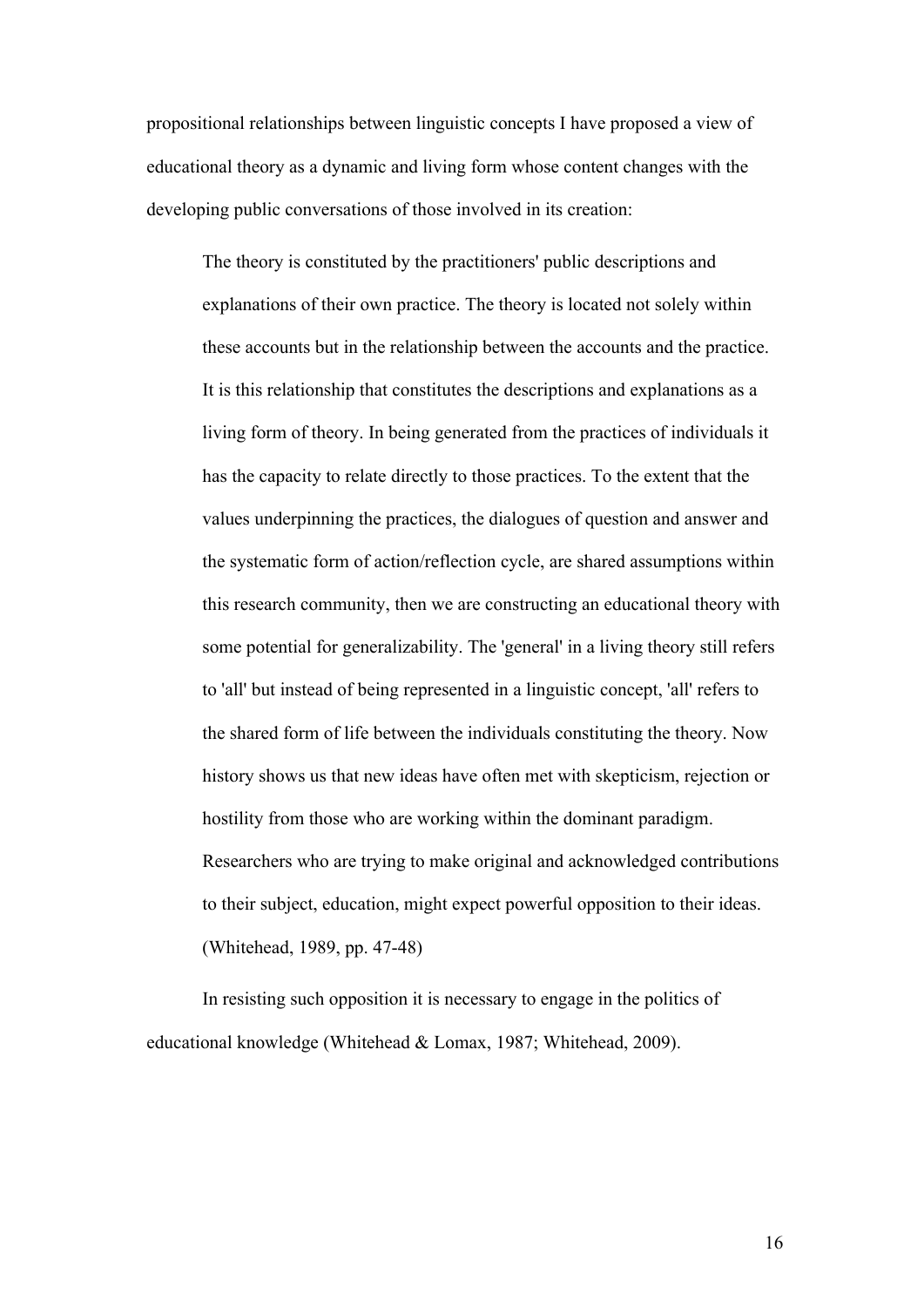propositional relationships between linguistic concepts I have proposed a view of educational theory as a dynamic and living form whose content changes with the developing public conversations of those involved in its creation:

> The theory is constituted by the practitioners' public descriptions and explanations of their own practice. The theory is located not solely within these accounts but in the relationship between the accounts and the practice. It is this relationship that constitutes the descriptions and explanations as a living form of theory. In being generated from the practices of individuals it has the capacity to relate directly to those practices. To the extent that the values underpinning the practices, the dialogues of question and answer and the systematic form of action/reflection cycle, are shared assumptions within this research community, then we are constructing an educational theory with some potential for generalizability. The 'general' in a living theory still refers to 'all' but instead of being represented in a linguistic concept, 'all' refers to the shared form of life between the individuals constituting the theory. Now history shows us that new ideas have often met with skepticism, rejection or hostility from those who are working within the dominant paradigm. Researchers who are trying to make original and acknowledged contributions to their subject, education, might expect powerful opposition to their ideas. (Whitehead, 1989, pp. 47-48)

In resisting such opposition it is necessary to engage in the politics of educational knowledge (Whitehead & Lomax, 1987; Whitehead, 2009).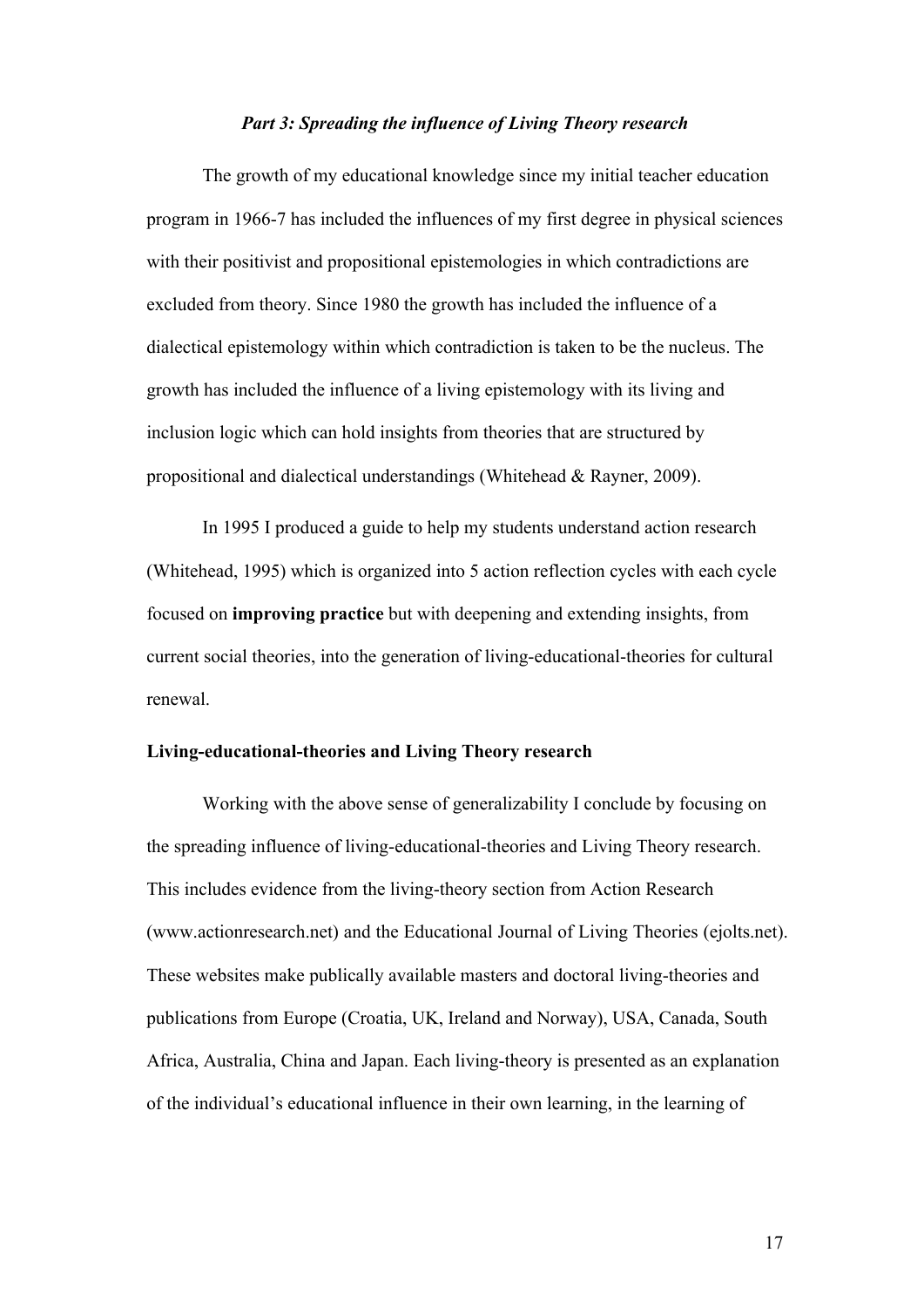### *Part 3: Spreading the influence of Living Theory research*

The growth of my educational knowledge since my initial teacher education program in 1966-7 has included the influences of my first degree in physical sciences with their positivist and propositional epistemologies in which contradictions are excluded from theory. Since 1980 the growth has included the influence of a dialectical epistemology within which contradiction is taken to be the nucleus. The growth has included the influence of a living epistemology with its living and inclusion logic which can hold insights from theories that are structured by propositional and dialectical understandings (Whitehead & Rayner, 2009).

In 1995 I produced a guide to help my students understand action research (Whitehead, 1995) which is organized into 5 action reflection cycles with each cycle focused on **improving practice** but with deepening and extending insights, from current social theories, into the generation of living-educational-theories for cultural renewal.

**Living-educational-theories and Living Theory research**

Working with the above sense of generalizability I conclude by focusing on the spreading influence of living-educational-theories and Living Theory research. This includes evidence from the living-theory section from Action Research (www.actionresearch.net) and the Educational Journal of Living Theories (ejolts.net). These websites make publically available masters and doctoral living-theories and publications from Europe (Croatia, UK, Ireland and Norway), USA, Canada, South Africa, Australia, China and Japan. Each living-theory is presented as an explanation of the individual's educational influence in their own learning, in the learning of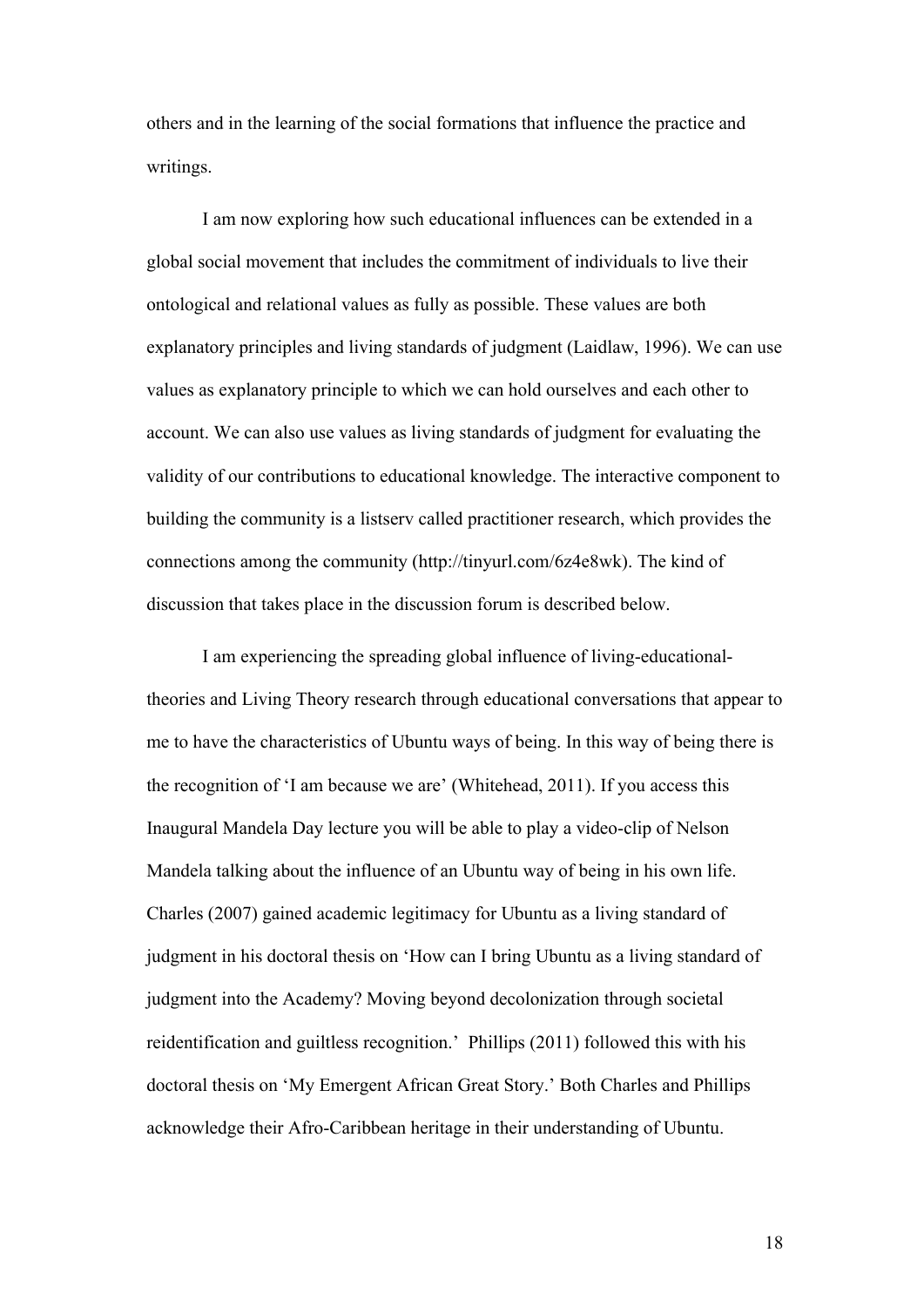others and in the learning of the social formations that influence the practice and writings.

I am now exploring how such educational influences can be extended in a global social movement that includes the commitment of individuals to live their ontological and relational values as fully as possible. These values are both explanatory principles and living standards of judgment (Laidlaw, 1996). We can use values as explanatory principle to which we can hold ourselves and each other to account. We can also use values as living standards of judgment for evaluating the validity of our contributions to educational knowledge. The interactive component to building the community is a listserv called practitioner research, which provides the connections among the community (http://tinyurl.com/6z4e8wk). The kind of discussion that takes place in the discussion forum is described below.

I am experiencing the spreading global influence of living-educational-theories and Living Theory research through educational conversations that appear to me to have the characteristics of Ubuntu ways of being. In this way of being there is the recognition of 'I am because we are' (Whitehead, 2011). If you access this Inaugural Mandela Day lecture you will be able to play a video-clip of Nelson Mandela talking about the influence of an Ubuntu way of being in his own life. Charles (2007) gained academic legitimacy for Ubuntu as a living standard of judgment in his doctoral thesis on 'How can I bring Ubuntu as a living standard of judgment into the Academy? Moving beyond decolonization through societal reidentification and guiltless recognition.' Phillips (2011) followed this with his doctoral thesis on 'My Emergent African Great Story.' Both Charles and Phillips acknowledge their Afro-Caribbean heritage in their understanding of Ubuntu.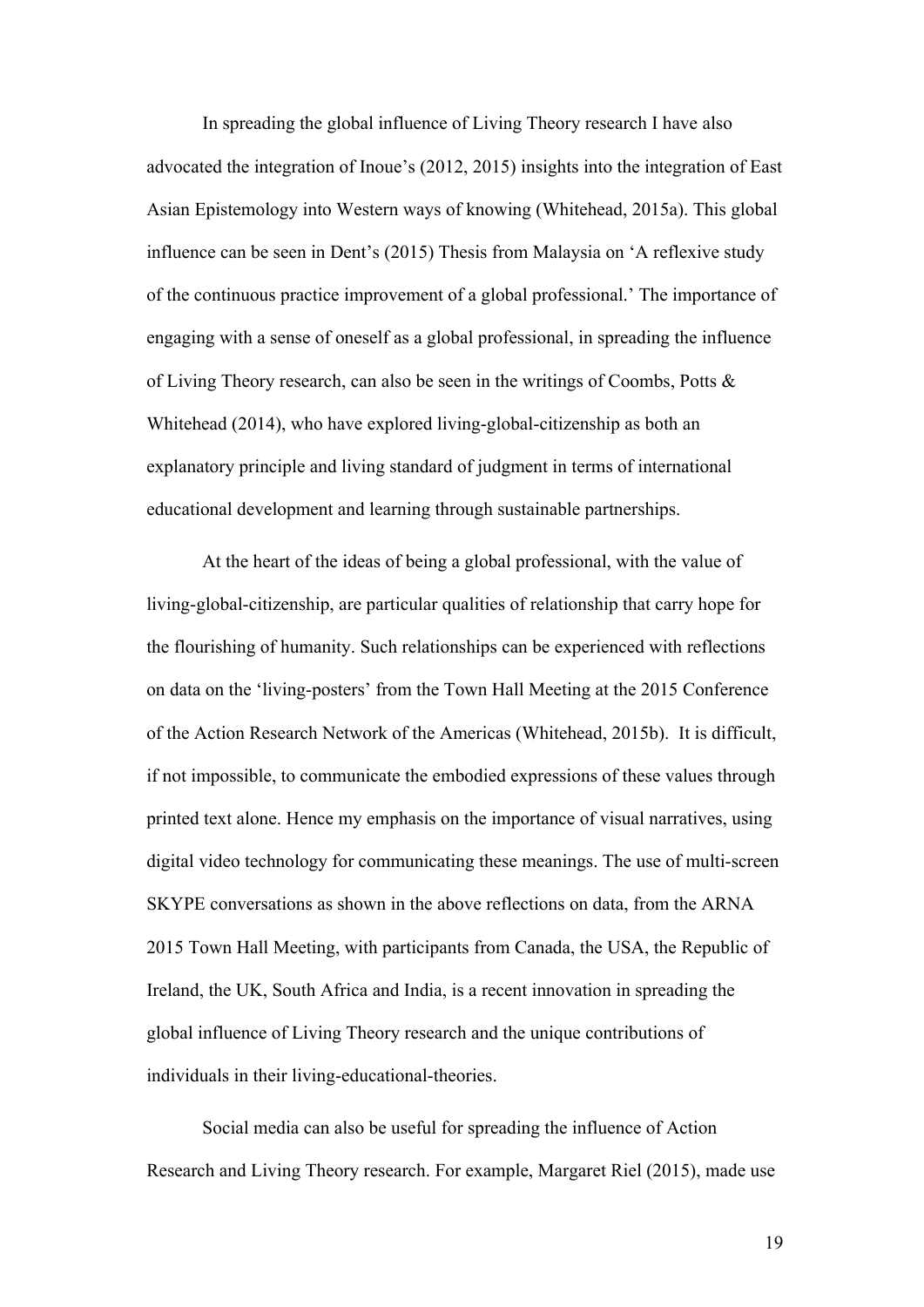In spreading the global influence of Living Theory research I have also advocated the integration of Inoue's (2012, 2015) insights into the integration of East Asian Epistemology into Western ways of knowing (Whitehead, 2015a). This global influence can be seen in Dent's (2015) Thesis from Malaysia on 'A reflexive study of the continuous practice improvement of a global professional.' The importance of engaging with a sense of oneself as a global professional, in spreading the influence of Living Theory research, can also be seen in the writings of Coombs, Potts & Whitehead (2014), who have explored living-global-citizenship as both an explanatory principle and living standard of judgment in terms of international educational development and learning through sustainable partnerships.

At the heart of the ideas of being a global professional, with the value of living-global-citizenship, are particular qualities of relationship that carry hope for the flourishing of humanity. Such relationships can be experienced with reflections on data on the 'living-posters' from the Town Hall Meeting at the 2015 Conference of the Action Research Network of the Americas (Whitehead, 2015b). It is difficult, if not impossible, to communicate the embodied expressions of these values through printed text alone. Hence my emphasis on the importance of visual narratives, using digital video technology for communicating these meanings. The use of multi-screen SKYPE conversations as shown in the above reflections on data, from the ARNA 2015 Town Hall Meeting, with participants from Canada, the USA, the Republic of Ireland, the UK, South Africa and India, is a recent innovation in spreading the global influence of Living Theory research and the unique contributions of individuals in their living-educational-theories.

Social media can also be useful for spreading the influence of Action Research and Living Theory research. For example, Margaret Riel (2015), made use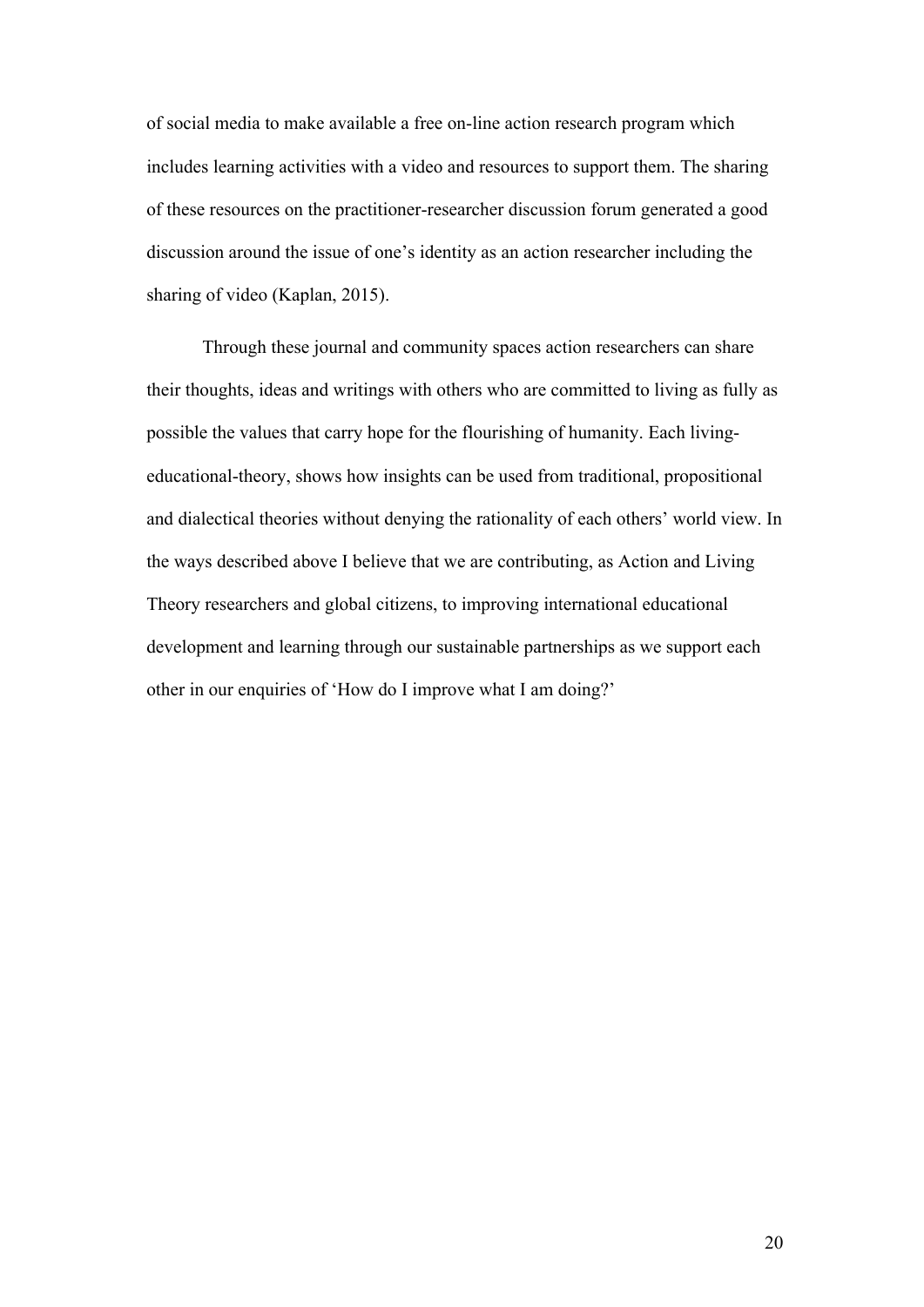of social media to make available a free on-line action research program which includes learning activities with a video and resources to support them. The sharing of these resources on the practitioner-researcher discussion forum generated a good discussion around the issue of one's identity as an action researcher including the sharing of video (Kaplan, 2015).

Through these journal and community spaces action researchers can share their thoughts, ideas and writings with others who are committed to living as fully as possible the values that carry hope for the flourishing of humanity. Each living-educational-theory, shows how insights can be used from traditional, propositional and dialectical theories without denying the rationality of each others' world view. In the ways described above I believe that we are contributing, as Action and Living Theory researchers and global citizens, to improving international educational development and learning through our sustainable partnerships as we support each other in our enquiries of 'How do I improve what I am doing?'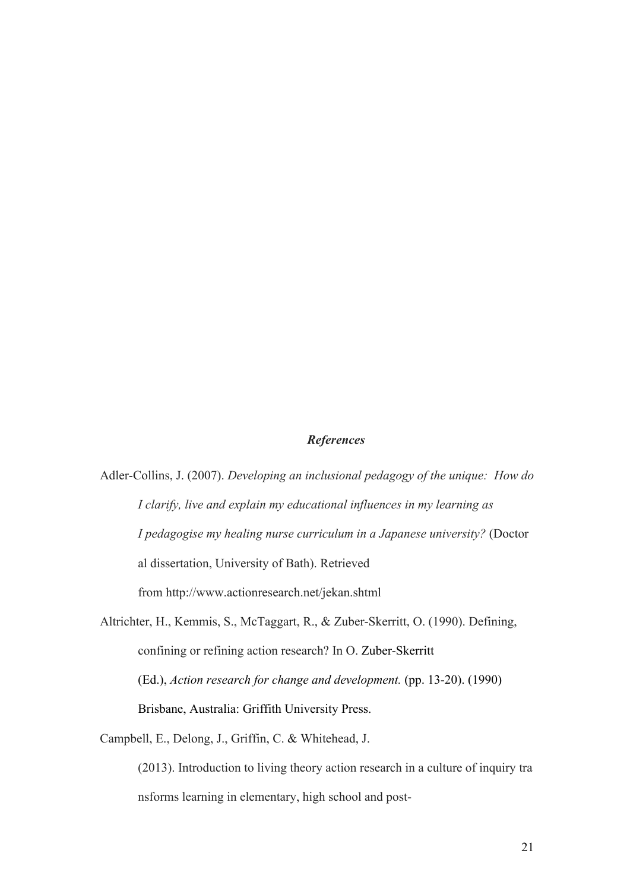***References***

Adler-Collins, J. (2007). *Developing an inclusional pedagogy of the unique: How do I clarify, live and explain my educational influences in my learning as I pedagogise my healing nurse curriculum in a Japanese university?* (Doctoral dissertation, University of Bath). Retrieved from http://www.actionresearch.net/jekan.shtml

Altrichter, H., Kemmis, S., McTaggart, R., & Zuber-Skerritt, O. (1990). Defining, confining or refining action research? In O. Zuber-Skerritt (Ed.), *Action research for change and development.* (pp. 13-20). (1990) Brisbane, Australia: Griffith University Press.

Campbell, E., Delong, J., Griffin, C. & Whitehead, J. (2013). Introduction to living theory action research in a culture of inquiry transforms learning in elementary, high school and post-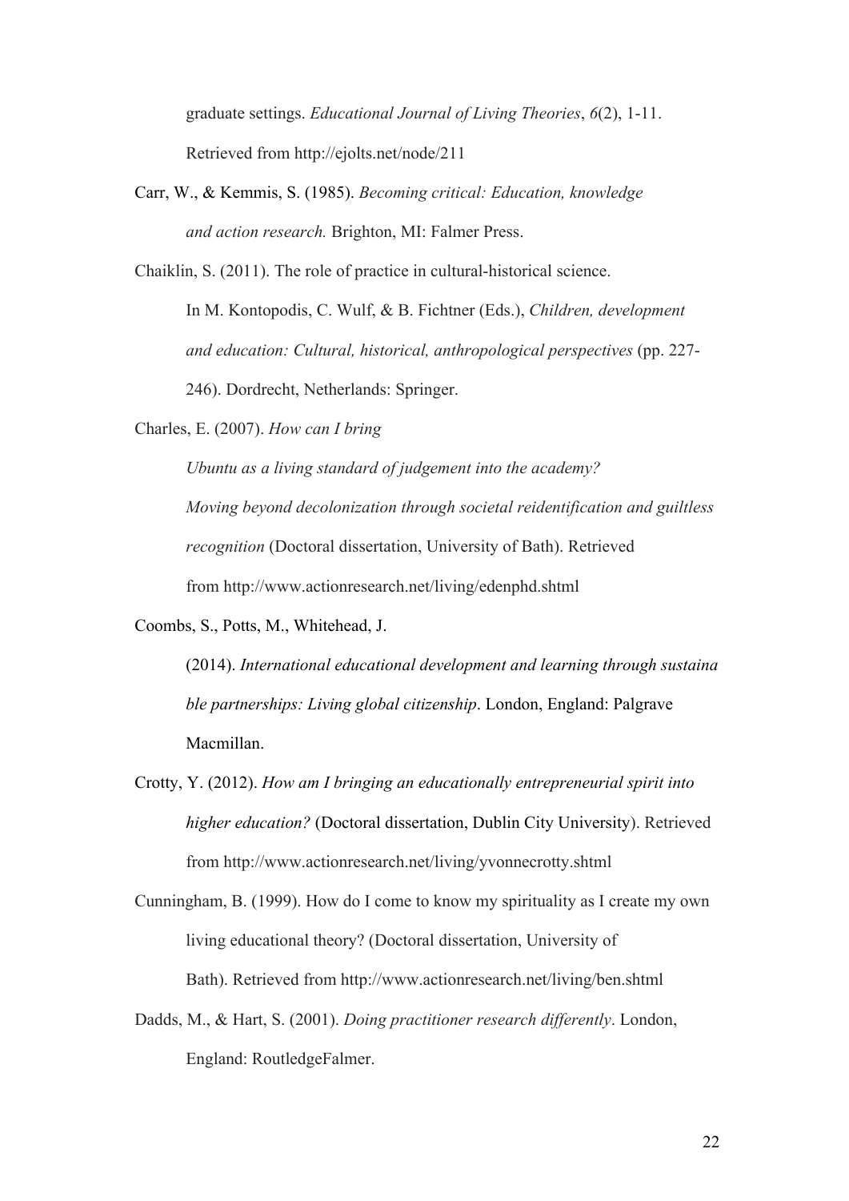graduate settings. *Educational Journal of Living Theories*, *6*(2), 1-11. Retrieved from http://ejolts.net/node/211

Carr, W., & Kemmis, S. (1985). *Becoming critical: Education, knowledge and action research.* Brighton, MI: Falmer Press.

Chaiklin, S. (2011). The role of practice in cultural-historical science. In M. Kontopodis, C. Wulf, & B. Fichtner (Eds.), *Children, development and education: Cultural, historical, anthropological perspectives* (pp. 227-246). Dordrecht, Netherlands: Springer.

Charles, E. (2007). *How can I bring Ubuntu as a living standard of judgement into the academy? Moving beyond decolonization through societal reidentification and guiltless recognition* (Doctoral dissertation, University of Bath). Retrieved from http://www.actionresearch.net/living/edenphd.shtml

Coombs, S., Potts, M., Whitehead, J. (2014). *International educational development and learning through sustaina ble partnerships: Living global citizenship*. London, England: Palgrave Macmillan.

Crotty, Y. (2012). *How am I bringing an educationally entrepreneurial spirit into higher education?* (Doctoral dissertation, Dublin City University). Retrieved from http://www.actionresearch.net/living/yvonnecrotty.shtml

Cunningham, B. (1999). How do I come to know my spirituality as I create my own living educational theory? (Doctoral dissertation, University of Bath). Retrieved from http://www.actionresearch.net/living/ben.shtml

Dadds, M., & Hart, S. (2001). *Doing practitioner research differently*. London, England: RoutledgeFalmer.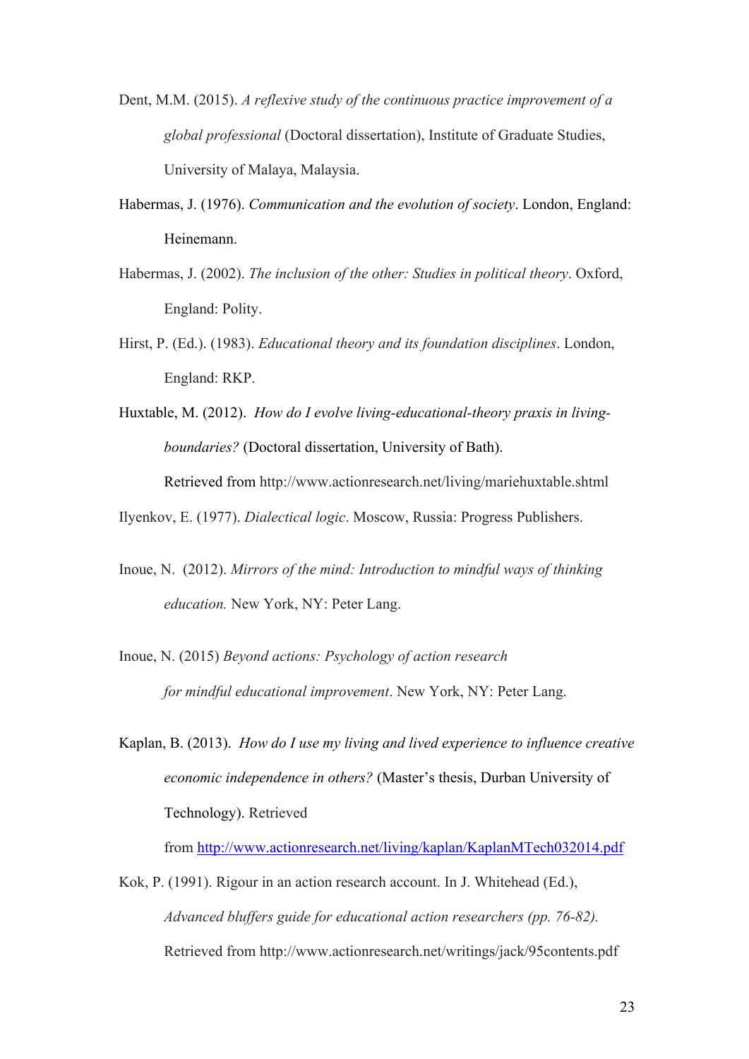Dent, M.M. (2015). *A reflexive study of the continuous practice improvement of a global professional* (Doctoral dissertation), Institute of Graduate Studies, University of Malaya, Malaysia.

Habermas, J. (1976). *Communication and the evolution of society*. London, England: Heinemann.

Habermas, J. (2002). *The inclusion of the other: Studies in political theory*. Oxford, England: Polity.

Hirst, P. (Ed.). (1983). *Educational theory and its foundation disciplines*. London, England: RKP.

Huxtable, M. (2012). *How do I evolve living-educational-theory praxis in living-boundaries?* (Doctoral dissertation, University of Bath). Retrieved from http://www.actionresearch.net/living/mariehuxtable.shtml

Ilyenkov, E. (1977). *Dialectical logic*. Moscow, Russia: Progress Publishers.

Inoue, N. (2012). *Mirrors of the mind: Introduction to mindful ways of thinking education.* New York, NY: Peter Lang.

Inoue, N. (2015) *Beyond actions: Psychology of action research for mindful educational improvement*. New York, NY: Peter Lang.

Kaplan, B. (2013). *How do I use my living and lived experience to influence creative economic independence in others?* (Master's thesis, Durban University of Technology). Retrieved from http://www.actionresearch.net/living/kaplan/KaplanMTech032014.pdf

Kok, P. (1991). Rigour in an action research account. In J. Whitehead (Ed.), *Advanced bluffers guide for educational action researchers (pp. 76-82).* Retrieved from http://www.actionresearch.net/writings/jack/95contents.pdf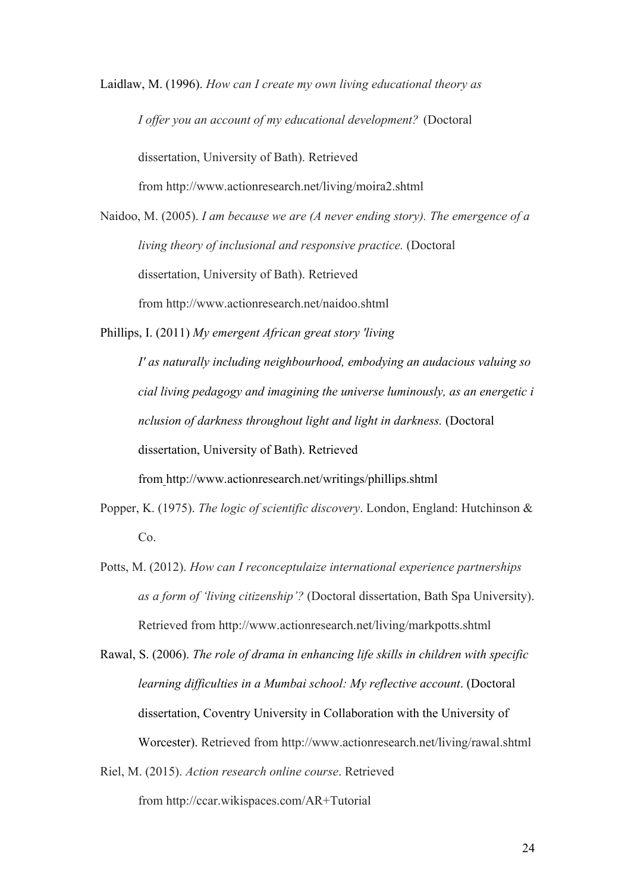Laidlaw, M. (1996). *How can I create my own living educational theory as I offer you an account of my educational development?* (Doctoral dissertation, University of Bath). Retrieved from http://www.actionresearch.net/living/moira2.shtml

Naidoo, M. (2005). *I am because we are (A never ending story). The emergence of a living theory of inclusional and responsive practice.* (Doctoral dissertation, University of Bath). Retrieved from http://www.actionresearch.net/naidoo.shtml

Phillips, I. (2011) *My emergent African great story 'living I' as naturally including neighbourhood, embodying an audacious valuing so cial living pedagogy and imagining the universe luminously, as an energetic i nclusion of darkness throughout light and light in darkness.* (Doctoral dissertation, University of Bath). Retrieved from http://www.actionresearch.net/writings/phillips.shtml

Popper, K. (1975). *The logic of scientific discovery*. London, England: Hutchinson & Co.

Potts, M. (2012). *How can I reconceptulaize international experience partnerships as a form of 'living citizenship'?* (Doctoral dissertation, Bath Spa University). Retrieved from http://www.actionresearch.net/living/markpotts.shtml

Rawal, S. (2006). *The role of drama in enhancing life skills in children with specific learning difficulties in a Mumbai school: My reflective account*. (Doctoral dissertation, Coventry University in Collaboration with the University of Worcester). Retrieved from http://www.actionresearch.net/living/rawal.shtml

Riel, M. (2015). *Action research online course*. Retrieved from http://ccar.wikispaces.com/AR+Tutorial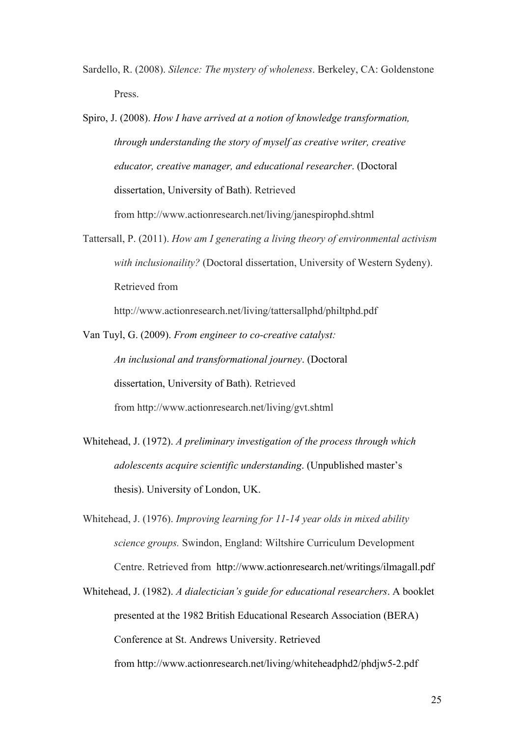Sardello, R. (2008). *Silence: The mystery of wholeness*. Berkeley, CA: Goldenstone Press.

Spiro, J. (2008). *How I have arrived at a notion of knowledge transformation, through understanding the story of myself as creative writer, creative educator, creative manager, and educational researcher*. (Doctoral dissertation, University of Bath). Retrieved from http://www.actionresearch.net/living/janespirophd.shtml

Tattersall, P. (2011). *How am I generating a living theory of environmental activism with inclusionaility?* (Doctoral dissertation, University of Western Sydeny). Retrieved from http://www.actionresearch.net/living/tattersallphd/philtphd.pdf

Van Tuyl, G. (2009). *From engineer to co-creative catalyst: An inclusional and transformational journey*. (Doctoral dissertation, University of Bath). Retrieved from http://www.actionresearch.net/living/gvt.shtml

Whitehead, J. (1972). *A preliminary investigation of the process through which adolescents acquire scientific understanding*. (Unpublished master's thesis). University of London, UK.

Whitehead, J. (1976). *Improving learning for 11-14 year olds in mixed ability science groups.* Swindon, England: Wiltshire Curriculum Development Centre. Retrieved from http://www.actionresearch.net/writings/ilmagall.pdf

Whitehead, J. (1982). *A dialectician's guide for educational researchers*. A booklet presented at the 1982 British Educational Research Association (BERA) Conference at St. Andrews University. Retrieved from http://www.actionresearch.net/living/whiteheadphd2/phdjw5-2.pdf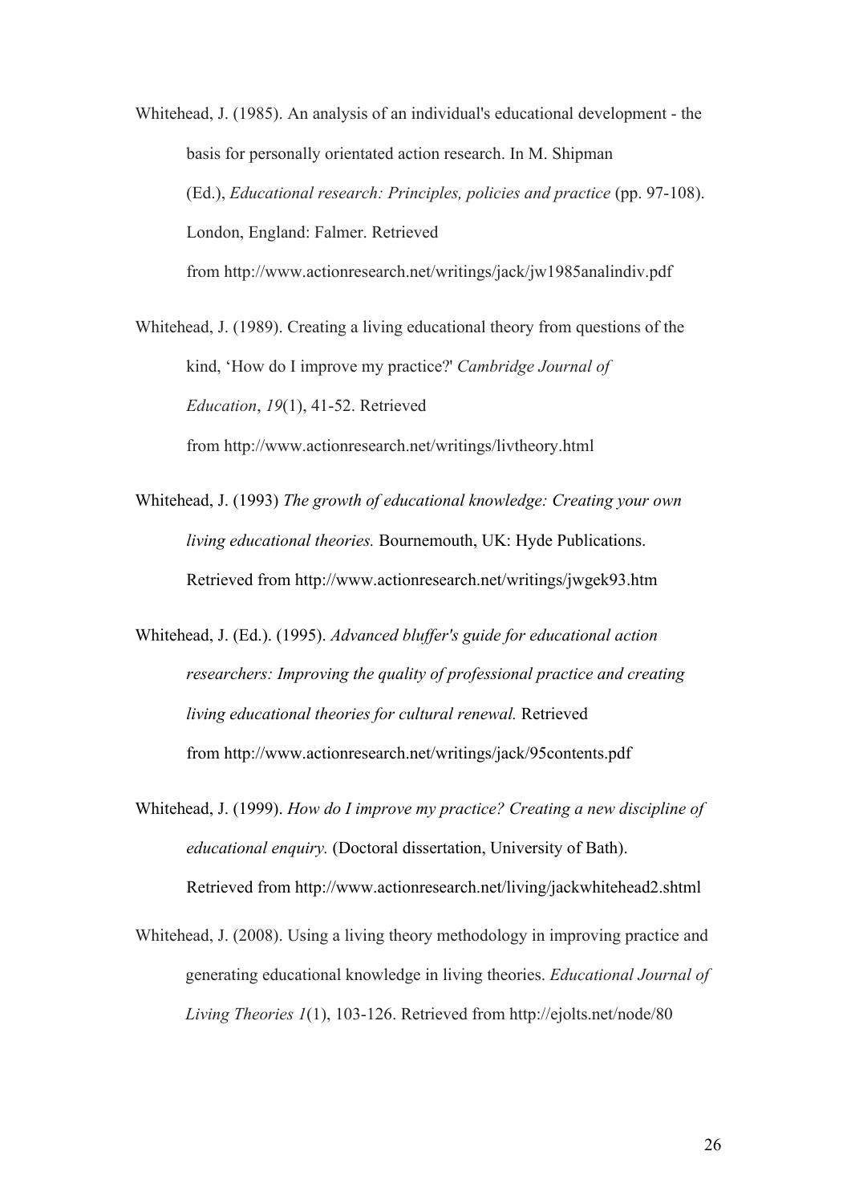Whitehead, J. (1985). An analysis of an individual's educational development - the basis for personally orientated action research. In M. Shipman (Ed.), *Educational research: Principles, policies and practice* (pp. 97-108). London, England: Falmer. Retrieved from http://www.actionresearch.net/writings/jack/jw1985analindiv.pdf

Whitehead, J. (1989). Creating a living educational theory from questions of the kind, 'How do I improve my practice?' *Cambridge Journal of Education*, *19*(1), 41-52. Retrieved from http://www.actionresearch.net/writings/livtheory.html

Whitehead, J. (1993) *The growth of educational knowledge: Creating your own living educational theories.* Bournemouth, UK: Hyde Publications. Retrieved from http://www.actionresearch.net/writings/jwgek93.htm

Whitehead, J. (Ed.). (1995). *Advanced bluffer's guide for educational action researchers: Improving the quality of professional practice and creating living educational theories for cultural renewal.* Retrieved from http://www.actionresearch.net/writings/jack/95contents.pdf

Whitehead, J. (1999). *How do I improve my practice? Creating a new discipline of educational enquiry.* (Doctoral dissertation, University of Bath). Retrieved from http://www.actionresearch.net/living/jackwhitehead2.shtml

Whitehead, J. (2008). Using a living theory methodology in improving practice and generating educational knowledge in living theories. *Educational Journal of Living Theories 1*(1), 103-126. Retrieved from http://ejolts.net/node/80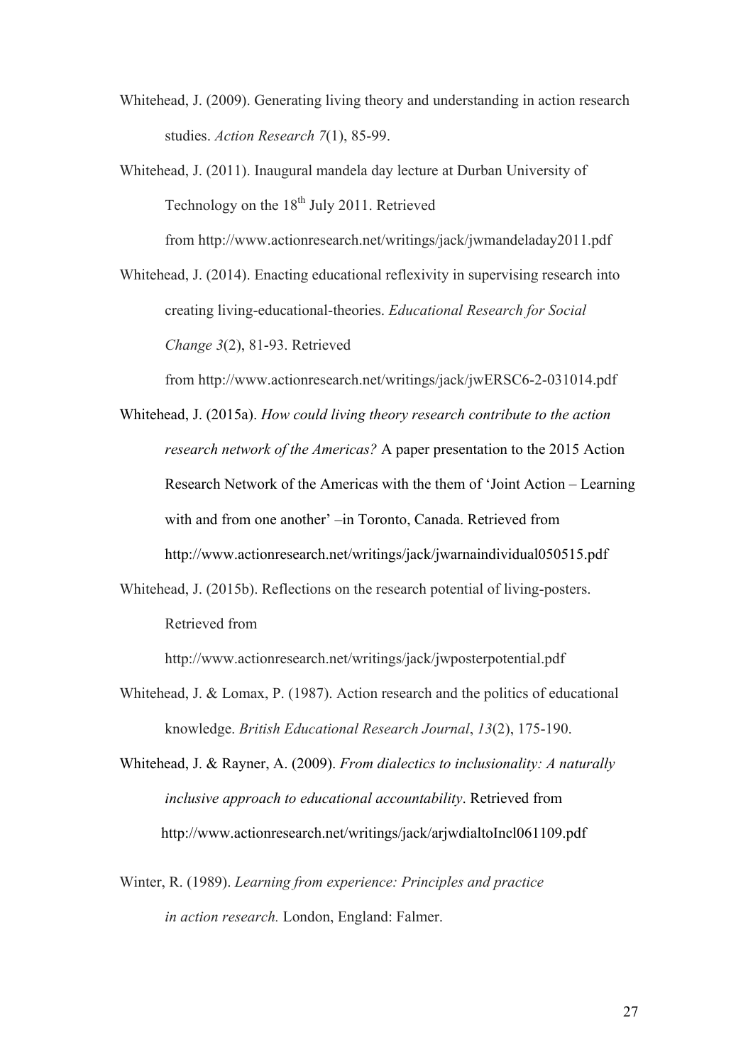Whitehead, J. (2009). Generating living theory and understanding in action research studies. *Action Research 7*(1), 85-99.

Whitehead, J. (2011). Inaugural mandela day lecture at Durban University of Technology on the 18th July 2011. Retrieved from http://www.actionresearch.net/writings/jack/jwmandeladay2011.pdf

Whitehead, J. (2014). Enacting educational reflexivity in supervising research into creating living-educational-theories. *Educational Research for Social Change 3*(2), 81-93. Retrieved from http://www.actionresearch.net/writings/jack/jwERSC6-2-031014.pdf

Whitehead, J. (2015a). *How could living theory research contribute to the action research network of the Americas?* A paper presentation to the 2015 Action Research Network of the Americas with the them of 'Joint Action – Learning with and from one another' –in Toronto, Canada. Retrieved from http://www.actionresearch.net/writings/jack/jwarnaindividual050515.pdf

Whitehead, J. (2015b). Reflections on the research potential of living-posters. Retrieved from http://www.actionresearch.net/writings/jack/jwposterpotential.pdf

Whitehead, J. & Lomax, P. (1987). Action research and the politics of educational knowledge. *British Educational Research Journal*, *13*(2), 175-190.

Whitehead, J. & Rayner, A. (2009). *From dialectics to inclusionality: A naturally inclusive approach to educational accountability*. Retrieved from http://www.actionresearch.net/writings/jack/arjwdialtoIncl061109.pdf

Winter, R. (1989). *Learning from experience: Principles and practice in action research.* London, England: Falmer.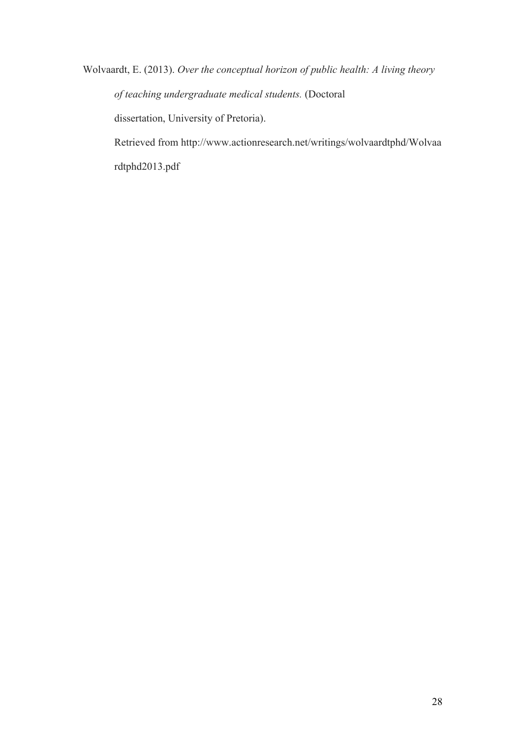Wolvaardt, E. (2013). *Over the conceptual horizon of public health: A living theory of teaching undergraduate medical students.* (Doctoral dissertation, University of Pretoria). Retrieved from http://www.actionresearch.net/writings/wolvaardtphd/Wolvaardtphd2013.pdf